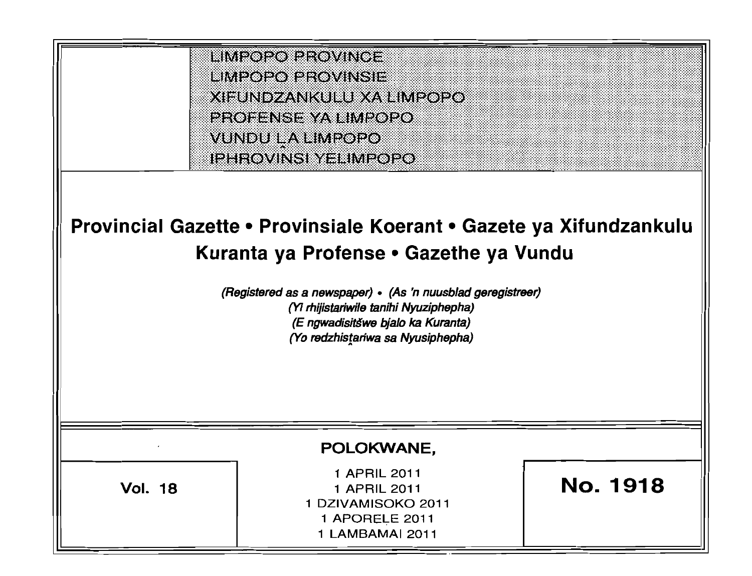LIMPOPO PROVINCE
LIMPOPO PROVINSIE
XIFUNDZANKULU XA LIMPOPO
PROFENSE YA LIMPOPO
VUNDU ḼA LIMPOPO
IPHROVINSI YELIMPOPO

# Provincial Gazette • Provinsiale Koerant • Gazete ya Xifundzankulu Kuranta ya Profense • Gazethe ya Vundu

*(Registered as a newspaper) • (As 'n nuusblad geregistreer)*
*(Yi rhijistariwile tanihi Nyuziphepha)*
*(E ngwadisitšwe bjalo ka Kuranta)*
*(Yo redzhisṱariwa sa Nyusiphepha)*

**POLOKWANE,**

**Vol. 18**

1 APRIL 2011
1 APRIL 2011
1 DZIVAMISOKO 2011
1 APORELE 2011
1 LAMBAMAI 2011

**No. 1918**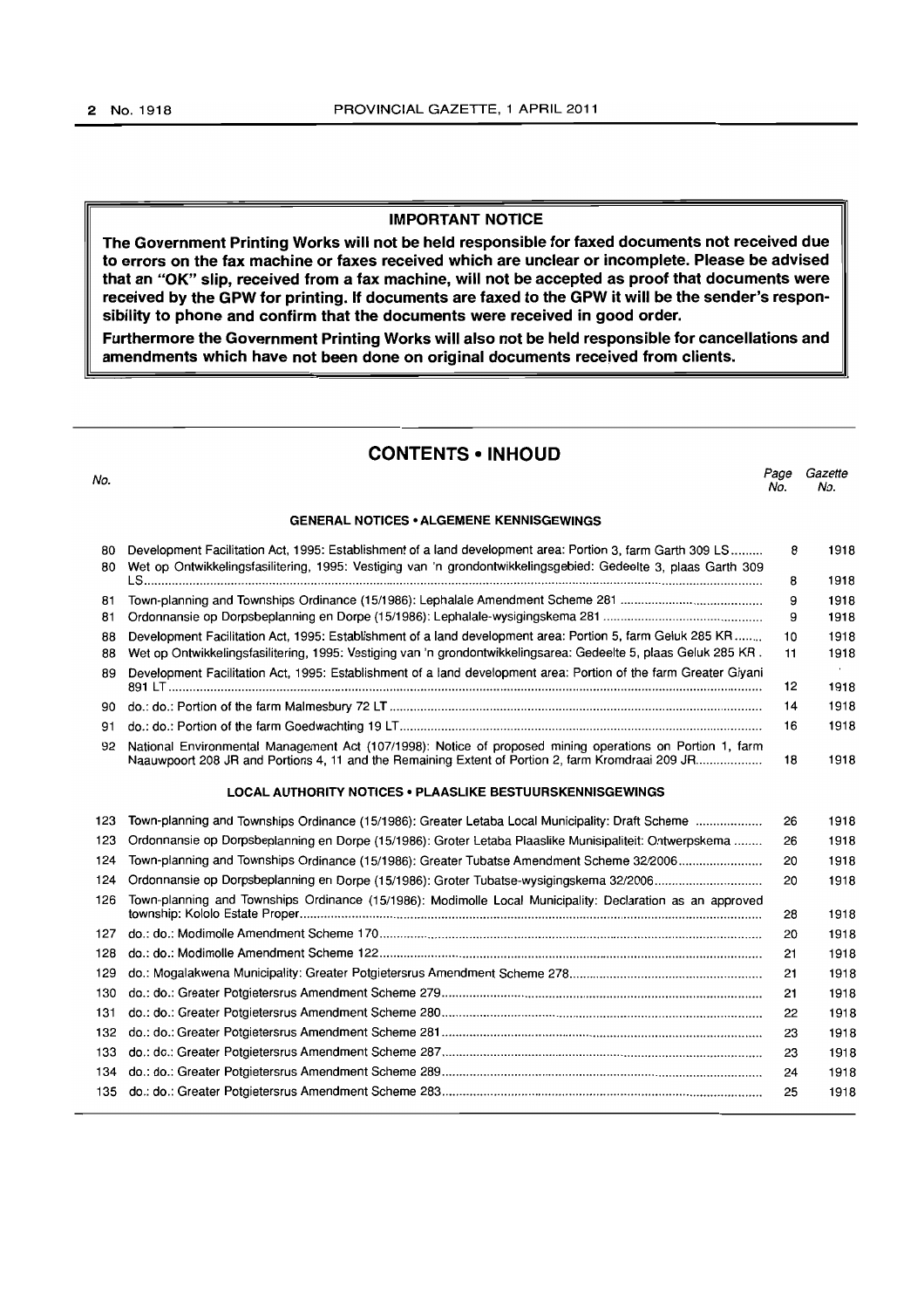**IMPORTANT NOTICE**

**The Government Printing Works will not be held responsible for faxed documents not received due to errors on the fax machine or faxes received which are unclear or incomplete. Please be advised that an "OK" slip, received from a fax machine, will not be accepted as proof that documents were received by the GPW for printing. If documents are faxed to the GPW it will be the sender's responsibility to phone and confirm that the documents were received in good order.**

**Furthermore the Government Printing Works will also not be held responsible for cancellations and amendments which have not been done on original documents received from clients.**

## CONTENTS • INHOUD

| No. | | Page No. | Gazette No. |
|---|---|---|---|
| | **GENERAL NOTICES • ALGEMENE KENNISGEWINGS** | | |
| 80 | Development Facilitation Act, 1995: Establishment of a land development area: Portion 3, farm Garth 309 LS | 8 | 1918 |
| 80 | Wet op Ontwikkelingsfasilitering, 1995: Vestiging van 'n grondontwikkelingsgebied: Gedeelte 3, plaas Garth 309 LS | 8 | 1918 |
| 81 | Town-planning and Townships Ordinance (15/1986): Lephalale Amendment Scheme 281 | 9 | 1918 |
| 81 | Ordonnansie op Dorpsbeplanning en Dorpe (15/1986): Lephalale-wysigingskema 281 | 9 | 1918 |
| 88 | Development Facilitation Act, 1995: Establishment of a land development area: Portion 5, farm Geluk 285 KR | 10 | 1918 |
| 88 | Wet op Ontwikkelingsfasilitering, 1995: Vestiging van 'n grondontwikkelingsarea: Gedeelte 5, plaas Geluk 285 KR | 11 | 1918 |
| 89 | Development Facilitation Act, 1995: Establishment of a land development area: Portion of the farm Greater Giyani 891 LT | 12 | 1918 |
| 90 | do.: do.: Portion of the farm Malmesbury 72 LT | 14 | 1918 |
| 91 | do.: do.: Portion of the farm Goedwachting 19 LT | 16 | 1918 |
| 92 | National Environmental Management Act (107/1998): Notice of proposed mining operations on Portion 1, farm Naauwpoort 208 JR and Portions 4, 11 and the Remaining Extent of Portion 2, farm Kromdraai 209 JR | 18 | 1918 |
| | **LOCAL AUTHORITY NOTICES • PLAASLIKE BESTUURSKENNISGEWINGS** | | |
| 123 | Town-planning and Townships Ordinance (15/1986): Greater Letaba Local Municipality: Draft Scheme | 26 | 1918 |
| 123 | Ordonnansie op Dorpsbeplanning en Dorpe (15/1986): Groter Letaba Plaaslike Munisipaliteit: Ontwerpskema | 26 | 1918 |
| 124 | Town-planning and Townships Ordinance (15/1986): Greater Tubatse Amendment Scheme 32/2006 | 20 | 1918 |
| 124 | Ordonnansie op Dorpsbeplanning en Dorpe (15/1986): Groter Tubatse-wysigingskema 32/2006 | 20 | 1918 |
| 126 | Town-planning and Townships Ordinance (15/1986): Modimolle Local Municipality: Declaration as an approved township: Kololo Estate Proper | 28 | 1918 |
| 127 | do.: do.: Modimolle Amendment Scheme 170 | 20 | 1918 |
| 128 | do.: do.: Modimolle Amendment Scheme 122 | 21 | 1918 |
| 129 | do.: Mogalakwena Municipality: Greater Potgietersrus Amendment Scheme 278 | 21 | 1918 |
| 130 | do.: do.: Greater Potgietersrus Amendment Scheme 279 | 21 | 1918 |
| 131 | do.: do.: Greater Potgietersrus Amendment Scheme 280 | 22 | 1918 |
| 132 | do.: do.: Greater Potgietersrus Amendment Scheme 281 | 23 | 1918 |
| 133 | do.: do.: Greater Potgietersrus Amendment Scheme 287 | 23 | 1918 |
| 134 | do.: do.: Greater Potgietersrus Amendment Scheme 289 | 24 | 1918 |
| 135 | do.: do.: Greater Potgietersrus Amendment Scheme 283 | 25 | 1918 |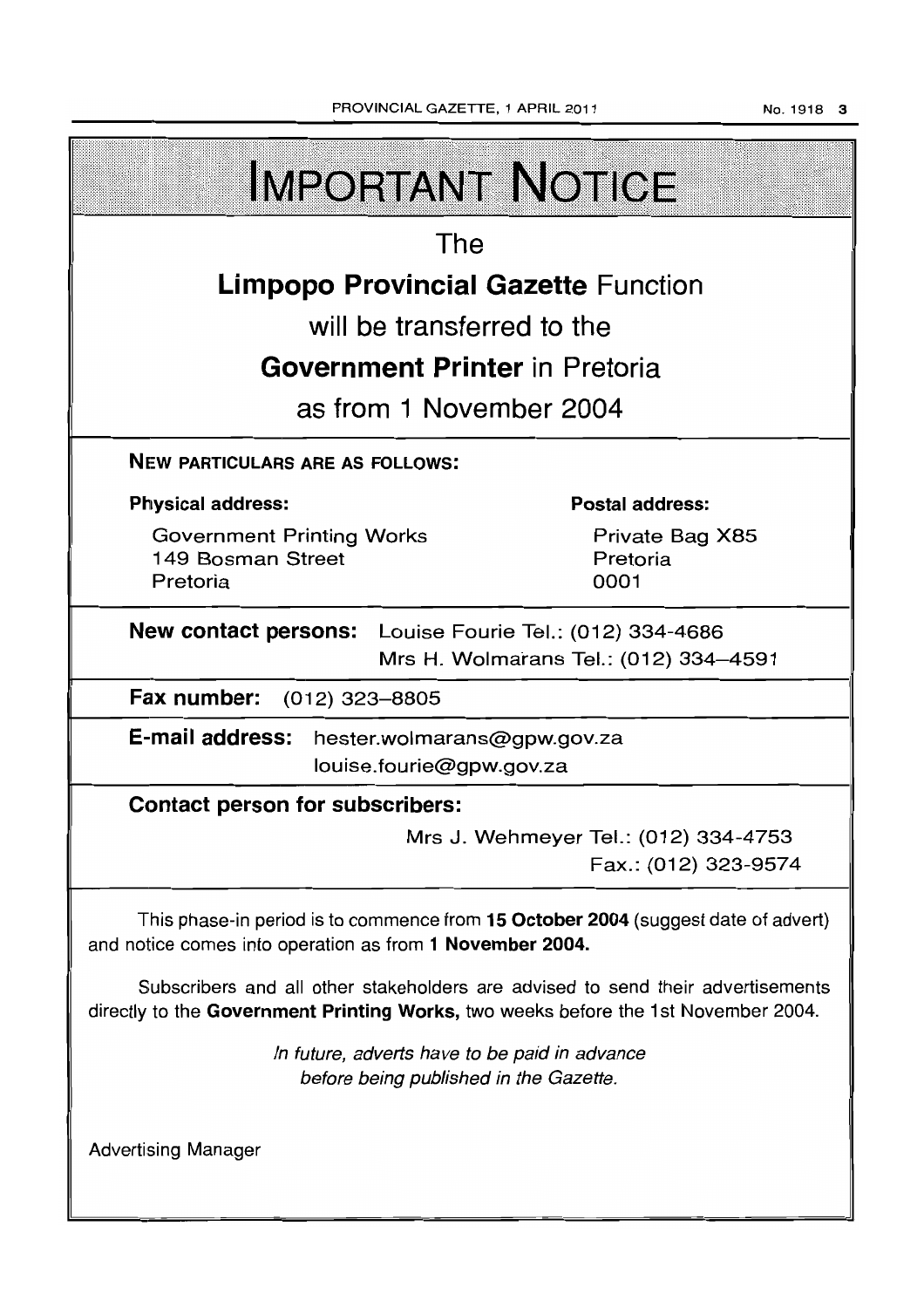# IMPORTANT NOTICE

The

**Limpopo Provincial Gazette** Function

will be transferred to the

**Government Printer** in Pretoria

as from 1 November 2004

**NEW PARTICULARS ARE AS FOLLOWS:**

**Physical address:**

Government Printing Works
149 Bosman Street
Pretoria

**Postal address:**

Private Bag X85
Pretoria
0001

**New contact persons:** Louise Fourie Tel.: (012) 334-4686
Mrs H. Wolmarans Tel.: (012) 334–4591

**Fax number:** (012) 323–8805

**E-mail address:** hester.wolmarans@gpw.gov.za
louise.fourie@gpw.gov.za

**Contact person for subscribers:**

Mrs J. Wehmeyer Tel.: (012) 334-4753
Fax.: (012) 323-9574

This phase-in period is to commence from **15 October 2004** (suggest date of advert) and notice comes into operation as from **1 November 2004.**

Subscribers and all other stakeholders are advised to send their advertisements directly to the **Government Printing Works,** two weeks before the 1st November 2004.

*In future, adverts have to be paid in advance before being published in the Gazette.*

Advertising Manager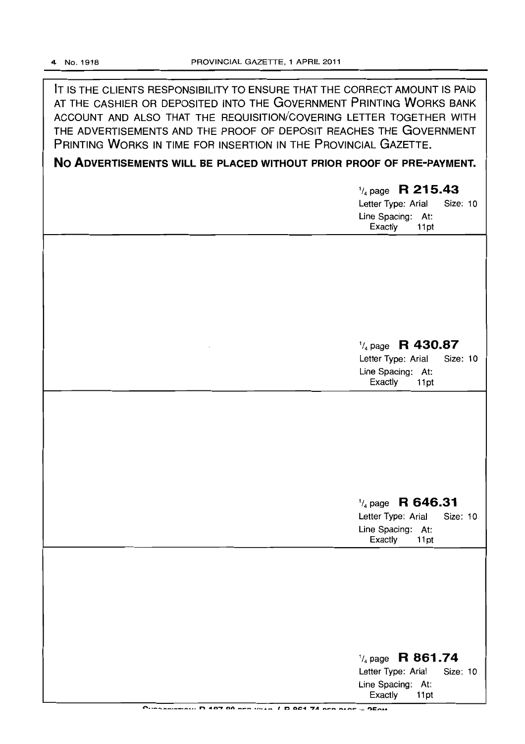IT IS THE CLIENTS RESPONSIBILITY TO ENSURE THAT THE CORRECT AMOUNT IS PAID AT THE CASHIER OR DEPOSITED INTO THE GOVERNMENT PRINTING WORKS BANK ACCOUNT AND ALSO THAT THE REQUISITION/COVERING LETTER TOGETHER WITH THE ADVERTISEMENTS AND THE PROOF OF DEPOSIT REACHES THE GOVERNMENT PRINTING WORKS IN TIME FOR INSERTION IN THE PROVINCIAL GAZETTE.

**NO ADVERTISEMENTS WILL BE PLACED WITHOUT PRIOR PROOF OF PRE-PAYMENT.**

1/4 page **R 215.43**
Letter Type: Arial Size: 10
Line Spacing: At: Exactly 11pt

1/4 page **R 430.87**
Letter Type: Arial Size: 10
Line Spacing: At: Exactly 11pt

1/4 page **R 646.31**
Letter Type: Arial Size: 10
Line Spacing: At: Exactly 11pt

1/4 page **R 861.74**
Letter Type: Arial Size: 10
Line Spacing: At: Exactly 11pt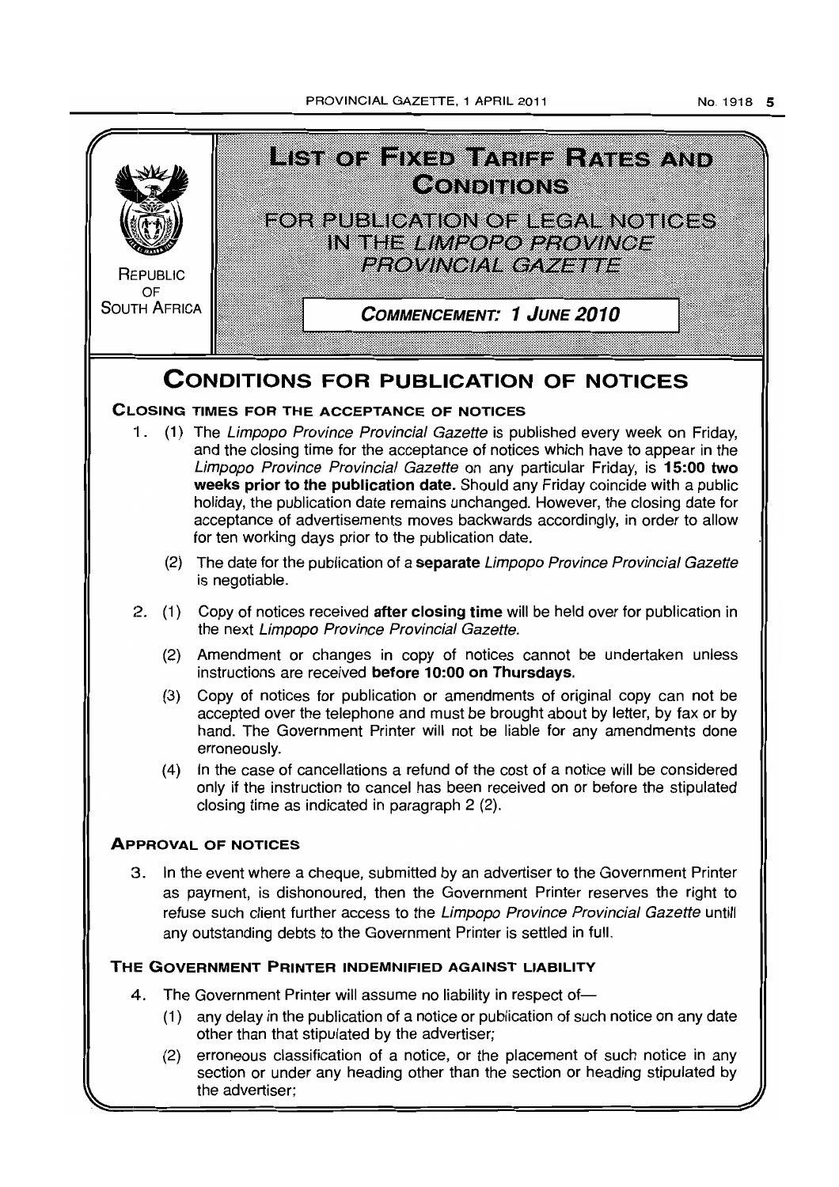REPUBLIC OF SOUTH AFRICA

# LIST OF FIXED TARIFF RATES AND CONDITIONS

## FOR PUBLICATION OF LEGAL NOTICES IN THE *LIMPOPO PROVINCE PROVINCIAL GAZETTE*

**COMMENCEMENT: 1 JUNE 2010**

# CONDITIONS FOR PUBLICATION OF NOTICES

### CLOSING TIMES FOR THE ACCEPTANCE OF NOTICES

1. (1) The *Limpopo Province Provincial Gazette* is published every week on Friday, and the closing time for the acceptance of notices which have to appear in the *Limpopo Province Provincial Gazette* on any particular Friday, is **15:00 two weeks prior to the publication date.** Should any Friday coincide with a public holiday, the publication date remains unchanged. However, the closing date for acceptance of advertisements moves backwards accordingly, in order to allow for ten working days prior to the publication date.

   (2) The date for the publication of a **separate** *Limpopo Province Provincial Gazette* is negotiable.

2. (1) Copy of notices received **after closing time** will be held over for publication in the next *Limpopo Province Provincial Gazette.*

   (2) Amendment or changes in copy of notices cannot be undertaken unless instructions are received **before 10:00 on Thursdays.**

   (3) Copy of notices for publication or amendments of original copy can not be accepted over the telephone and must be brought about by letter, by fax or by hand. The Government Printer will not be liable for any amendments done erroneously.

   (4) In the case of cancellations a refund of the cost of a notice will be considered only if the instruction to cancel has been received on or before the stipulated closing time as indicated in paragraph 2 (2).

### APPROVAL OF NOTICES

3. In the event where a cheque, submitted by an advertiser to the Government Printer as payment, is dishonoured, then the Government Printer reserves the right to refuse such client further access to the *Limpopo Province Provincial Gazette* untill any outstanding debts to the Government Printer is settled in full.

### THE GOVERNMENT PRINTER INDEMNIFIED AGAINST LIABILITY

4. The Government Printer will assume no liability in respect of—

   (1) any delay in the publication of a notice or publication of such notice on any date other than that stipulated by the advertiser;

   (2) erroneous classification of a notice, or the placement of such notice in any section or under any heading other than the section or heading stipulated by the advertiser;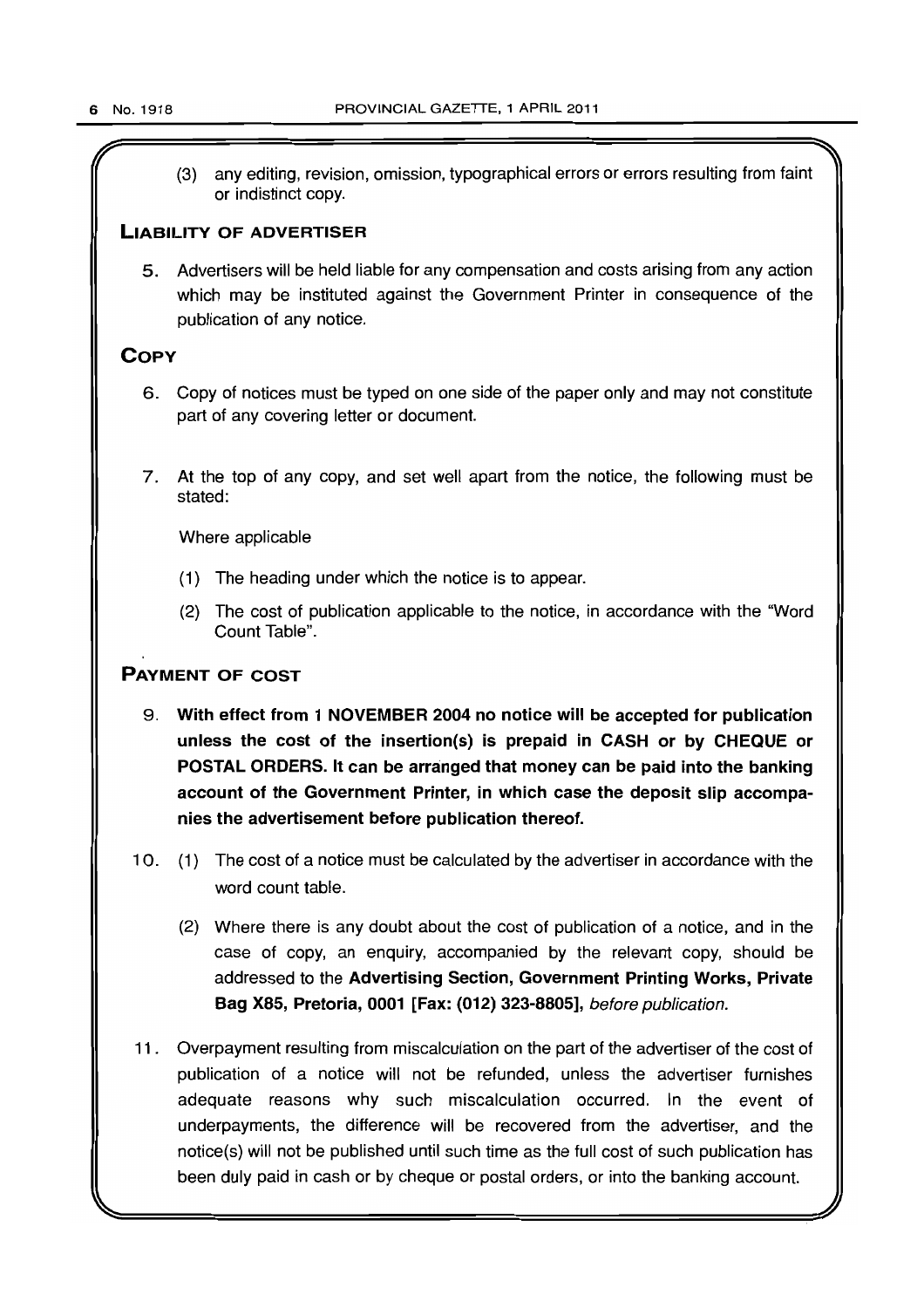(3) any editing, revision, omission, typographical errors or errors resulting from faint or indistinct copy.

## LIABILITY OF ADVERTISER

5. Advertisers will be held liable for any compensation and costs arising from any action which may be instituted against the Government Printer in consequence of the publication of any notice.

## COPY

6. Copy of notices must be typed on one side of the paper only and may not constitute part of any covering letter or document.

7. At the top of any copy, and set well apart from the notice, the following must be stated:

   Where applicable

   (1) The heading under which the notice is to appear.

   (2) The cost of publication applicable to the notice, in accordance with the "Word Count Table".

## PAYMENT OF COST

9. **With effect from 1 NOVEMBER 2004 no notice will be accepted for publication unless the cost of the insertion(s) is prepaid in CASH or by CHEQUE or POSTAL ORDERS. It can be arranged that money can be paid into the banking account of the Government Printer, in which case the deposit slip accompanies the advertisement before publication thereof.**

10. (1) The cost of a notice must be calculated by the advertiser in accordance with the word count table.

    (2) Where there is any doubt about the cost of publication of a notice, and in the case of copy, an enquiry, accompanied by the relevant copy, should be addressed to the **Advertising Section, Government Printing Works, Private Bag X85, Pretoria, 0001 [Fax: (012) 323-8805]**, *before publication.*

11. Overpayment resulting from miscalculation on the part of the advertiser of the cost of publication of a notice will not be refunded, unless the advertiser furnishes adequate reasons why such miscalculation occurred. In the event of underpayments, the difference will be recovered from the advertiser, and the notice(s) will not be published until such time as the full cost of such publication has been duly paid in cash or by cheque or postal orders, or into the banking account.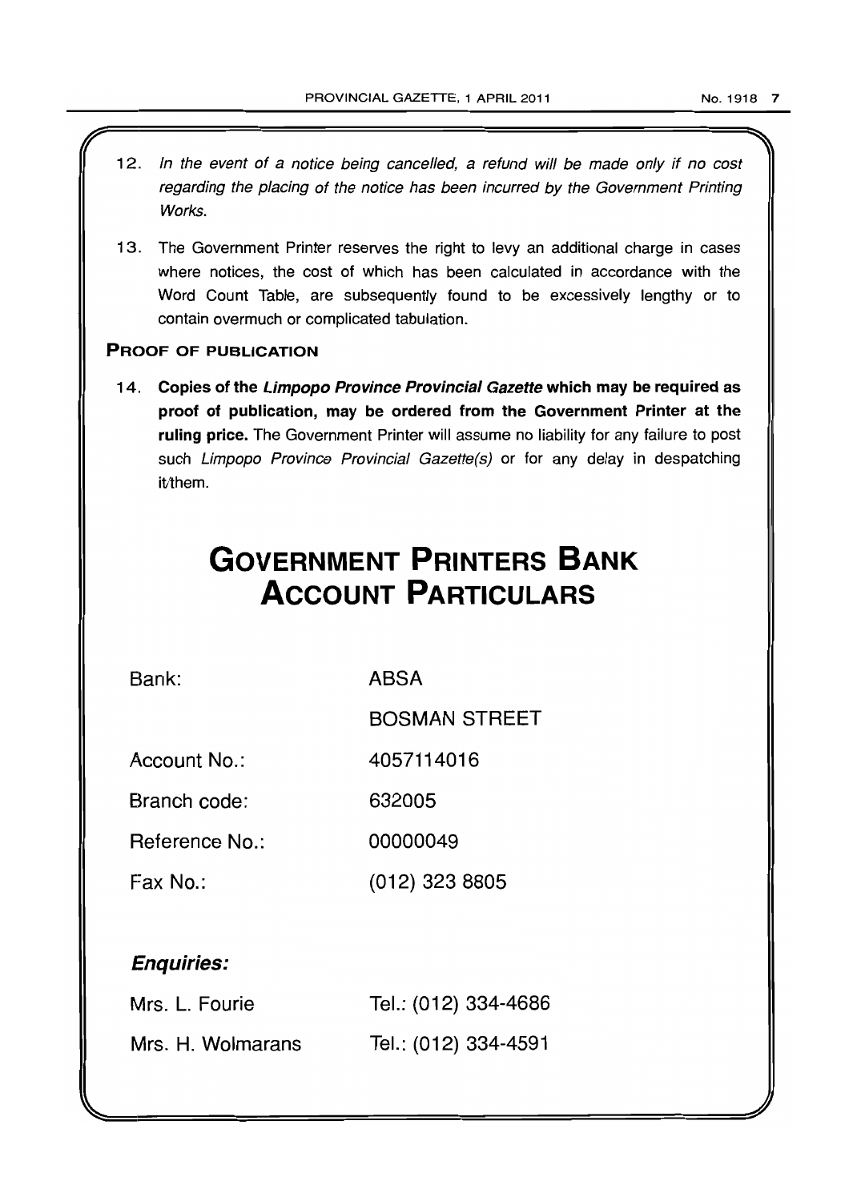12. *In the event of a notice being cancelled, a refund will be made only if no cost regarding the placing of the notice has been incurred by the Government Printing Works.*

13. The Government Printer reserves the right to levy an additional charge in cases where notices, the cost of which has been calculated in accordance with the Word Count Table, are subsequently found to be excessively lengthy or to contain overmuch or complicated tabulation.

### PROOF OF PUBLICATION

14. **Copies of the *Limpopo Province Provincial Gazette* which may be required as proof of publication, may be ordered from the Government Printer at the ruling price.** The Government Printer will assume no liability for any failure to post such *Limpopo Province Provincial Gazette(s)* or for any delay in despatching it/them.

# GOVERNMENT PRINTERS BANK ACCOUNT PARTICULARS

| | |
|---|---|
| Bank: | ABSA |
| | BOSMAN STREET |
| Account No.: | 4057114016 |
| Branch code: | 632005 |
| Reference No.: | 00000049 |
| Fax No.: | (012) 323 8805 |

### *Enquiries:*

| | |
|---|---|
| Mrs. L. Fourie | Tel.: (012) 334-4686 |
| Mrs. H. Wolmarans | Tel.: (012) 334-4591 |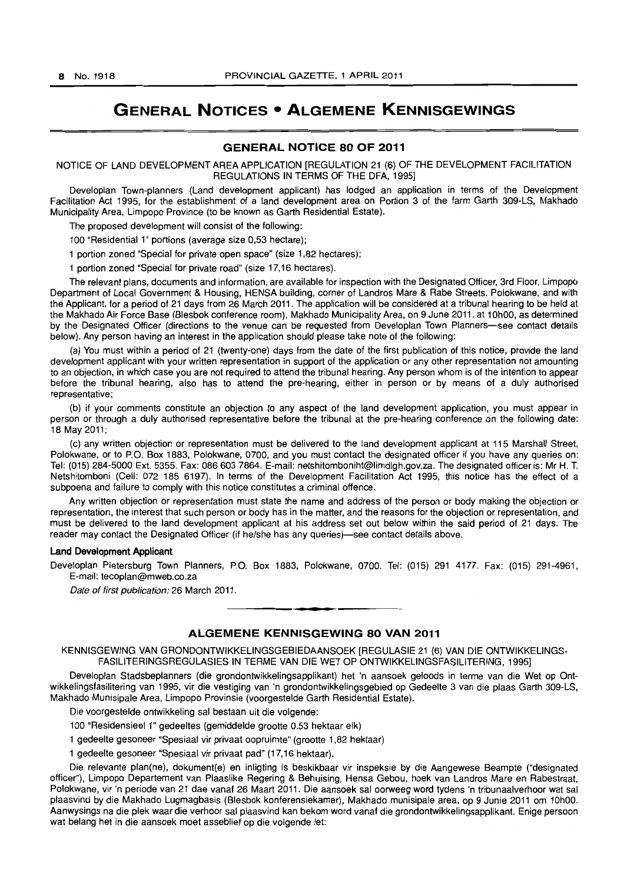# GENERAL NOTICES • ALGEMENE KENNISGEWINGS

## GENERAL NOTICE 80 OF 2011

NOTICE OF LAND DEVELOPMENT AREA APPLICATION [REGULATION 21 (6) OF THE DEVELOPMENT FACILITATION REGULATIONS IN TERMS OF THE DFA, 1995]

Developlan Town-planners (Land development applicant) has lodged an application in terms of the Development Facilitation Act 1995, for the establishment of a land development area on Portion 3 of the farm Garth 309-LS, Makhado Municipality Area, Limpopo Province (to be known as Garth Residential Estate).

The proposed development will consist of the following:

100 "Residential 1" portions (average size 0,53 hectare);

1 portion zoned "Special for private open space" (size 1,82 hectares);

1 portion zoned "Special for private road" (size 17,16 hectares).

The relevant plans, documents and information, are available for inspection with the Designated Officer, 3rd Floor, Limpopo Department of Local Government & Housing, HENSA building, corner of Landros Mare & Rabe Streets, Polokwane, and with the Applicant, for a period of 21 days from 26 March 2011. The application will be considered at a tribunal hearing to be held at the Makhado Air Force Base (Blesbok conference room), Makhado Municipality Area, on 9 June 2011, at 10h00, as determined by the Designated Officer (directions to the venue can be requested from Developlan Town Planners—see contact details below). Any person having an interest in the application should please take note of the following:

(a) You must within a period of 21 (twenty-one) days from the date of the first publication of this notice, provide the land development applicant with your written representation in support of the application or any other representation not amounting to an objection, in which case you are not required to attend the tribunal hearing. Any person whom is of the intention to appear before the tribunal hearing, also has to attend the pre-hearing, either in person or by means of a duly authorised representative;

(b) if your comments constitute an objection to any aspect of the land development application, you must appear in person or through a duly authorised representative before the tribunal at the pre-hearing conference on the following date: 18 May 2011;

(c) any written objection or representation must be delivered to the land development applicant at 115 Marshall Street, Polokwane, or to P.O. Box 1883, Polokwane, 0700, and you must contact the designated officer if you have any queries on: Tel: (015) 284-5000 Ext. 5355. Fax: 086 603 7864. E-mail: netshitomboniht@limdlgh.gov.za. The designated officer is: Mr H. T. Netshitomboni (Cell: 072 185 6197). In terms of the Development Facilitation Act 1995, this notice has the effect of a subpoena and failure to comply with this notice constitutes a criminal offence.

Any written objection or representation must state the name and address of the person or body making the objection or representation, the interest that such person or body has in the matter, and the reasons for the objection or representation, and must be delivered to the land development applicant at his address set out below within the said period of 21 days. The reader may contact the Designated Officer (if he/she has any queries)—see contact details above.

**Land Development Applicant**

Developlan Pietersburg Town Planners, P.O. Box 1883, Polokwane, 0700. Tel: (015) 291 4177. Fax: (015) 291-4961, E-mail: tecoplan@mweb.co.za

*Date of first publication:* 26 March 2011.

---

## ALGEMENE KENNISGEWING 80 VAN 2011

KENNISGEWING VAN GRONDONTWIKKELINGSGEBIEDAANSOEK [REGULASIE 21 (6) VAN DIE ONTWIKKELINGS-FASILITERINGSREGULASIES IN TERME VAN DIE WET OP ONTWIKKELINGSFASILITERING, 1995]

Developlan Stadsbeplanners (die grondontwikkelingsapplikant) het 'n aansoek geloods in terme van die Wet op Ontwikkelingsfasilitering van 1995, vir die vestiging van 'n grondontwikkelingsgebied op Gedeelte 3 van die plaas Garth 309-LS, Makhado Munisipale Area, Limpopo Provinsie (voorgestelde Garth Residential Estate).

Die voorgestelde ontwikkeling sal bestaan uit die volgende:

100 "Residensieel 1" gedeeltes (gemiddelde grootte 0.53 hektaar elk)

1 gedeelte gesoneer "Spesiaal vir privaat oopruimte" (grootte 1,82 hektaar)

1 gedeelte gesoneer "Spesiaal vir privaat pad" (17,16 hektaar).

Die relevante plan(ne), dokument(e) en inligting is beskikbaar vir inspeksie by die Aangewese Beampte ("designated officer"), Limpopo Departement van Plaaslike Regering & Behuising, Hensa Gebou, hoek van Landros Mare en Rabestraat, Polokwane, vir 'n periode van 21 dae vanaf 26 Maart 2011. Die aansoek sal oorweeg word tydens 'n tribunaalverhoor wat sal plaasvind by die Makhado Lugmagbasis (Blesbok konferensiekamer), Makhado munisipale area, op 9 Junie 2011 om 10h00. Aanwysings na die plek waar die verhoor sal plaasvind kan bekom word vanaf die grondontwikkelingsapplikant. Enige persoon wat belang het in die aansoek moet asseblief op die volgende let: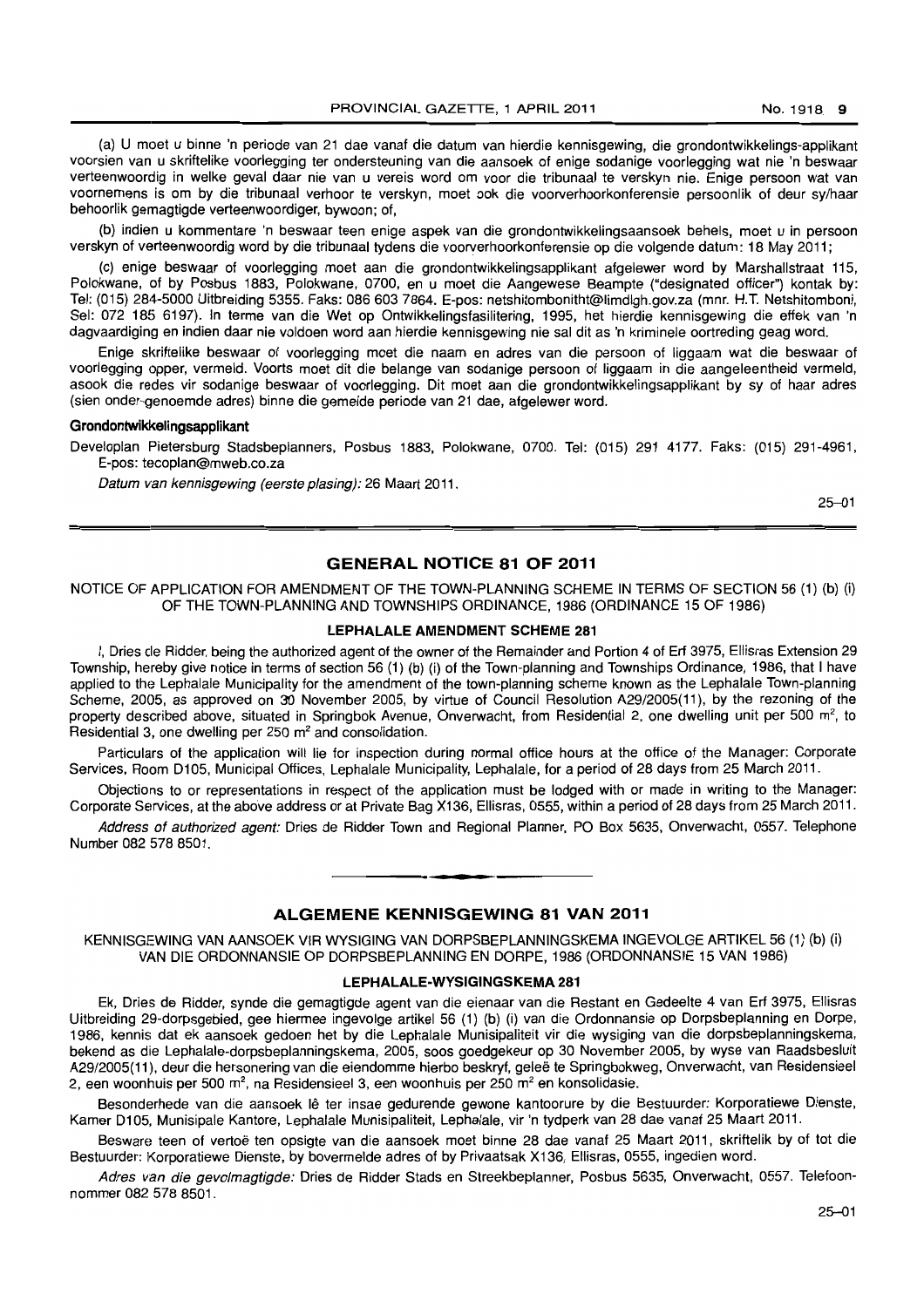(a) U moet u binne 'n periode van 21 dae vanaf die datum van hierdie kennisgewing, die grondontwikkelings-applikant voorsien van u skriftelike voorlegging ter ondersteuning van die aansoek of enige sodanige voorlegging wat nie 'n beswaar verteenwoordig in welke geval daar nie van u vereis word om voor die tribunaal te verskyn nie. Enige persoon wat van voornemens is om by die tribunaal verhoor te verskyn, moet ook die voorverhoorkonferensie persoonlik of deur sy/haar behoorlik gemagtigde verteenwoordiger, bywoon; of,

(b) indien u kommentare 'n beswaar teen enige aspek van die grondontwikkelingsaansoek behels, moet u in persoon verskyn of verteenwoordig word by die tribunaal tydens die voorverhoorkonferensie op die volgende datum: 18 May 2011;

(c) enige beswaar of voorlegging moet aan die grondontwikkelingsapplikant afgelewer word by Marshallstraat 115, Polokwane, of by Posbus 1883, Polokwane, 0700, en u moet die Aangewese Beampte ("designated officer") kontak by: Tel: (015) 284-5000 Uitbreiding 5355. Faks: 086 603 7864. E-pos: netshitomboniht@limdlgh.gov.za (mnr. H.T. Netshitomboni, Sel: 072 185 6197). In terme van die Wet op Ontwikkelingsfasilitering, 1995, het hierdie kennisgewing die effek van 'n dagvaardiging en indien daar nie voldoen word aan hierdie kennisgewing nie sal dit as 'n kriminele oortreding geag word.

Enige skriftelike beswaar of voorlegging moet die naam en adres van die persoon of liggaam wat die beswaar of voorlegging opper, vermeld. Voorts moet dit die belange van sodanige persoon of liggaam in die aangeleentheid vermeld, asook die redes vir sodanige beswaar of voorlegging. Dit moet aan die grondontwikkelingsapplikant by sy of haar adres (sien onder-genoemde adres) binne die gemelde periode van 21 dae, afgelewer word.

**Grondontwikkelingsapplikant**

Developlan Pietersburg Stadsbeplanners, Posbus 1883, Polokwane, 0700. Tel: (015) 291 4177. Faks: (015) 291-4961, E-pos: tecoplan@mweb.co.za

*Datum van kennisgewing (eerste plasing):* 26 Maart 2011.

25–01

## GENERAL NOTICE 81 OF 2011

NOTICE OF APPLICATION FOR AMENDMENT OF THE TOWN-PLANNING SCHEME IN TERMS OF SECTION 56 (1) (b) (i) OF THE TOWN-PLANNING AND TOWNSHIPS ORDINANCE, 1986 (ORDINANCE 15 OF 1986)

### LEPHALALE AMENDMENT SCHEME 281

I, Dries de Ridder, being the authorized agent of the owner of the Remainder and Portion 4 of Erf 3975, Ellisras Extension 29 Township, hereby give notice in terms of section 56 (1) (b) (i) of the Town-planning and Townships Ordinance, 1986, that I have applied to the Lephalale Municipality for the amendment of the town-planning scheme known as the Lephalale Town-planning Scheme, 2005, as approved on 30 November 2005, by virtue of Council Resolution A29/2005(11), by the rezoning of the property described above, situated in Springbok Avenue, Onverwacht, from Residential 2, one dwelling unit per 500 m², to Residential 3, one dwelling per 250 m² and consolidation.

Particulars of the application will lie for inspection during normal office hours at the office of the Manager: Corporate Services, Room D105, Municipal Offices, Lephalale Municipality, Lephalale, for a period of 28 days from 25 March 2011.

Objections to or representations in respect of the application must be lodged with or made in writing to the Manager: Corporate Services, at the above address or at Private Bag X136, Ellisras, 0555, within a period of 28 days from 25 March 2011.

*Address of authorized agent:* Dries de Ridder Town and Regional Planner, PO Box 5635, Onverwacht, 0557. Telephone Number 082 578 8501.

## ALGEMENE KENNISGEWING 81 VAN 2011

KENNISGEWING VAN AANSOEK VIR WYSIGING VAN DORPSBEPLANNINGSKEMA INGEVOLGE ARTIKEL 56 (1) (b) (i) VAN DIE ORDONNANSIE OP DORPSBEPLANNING EN DORPE, 1986 (ORDONNANSIE 15 VAN 1986)

### LEPHALALE-WYSIGINGSKEMA 281

Ek, Dries de Ridder, synde die gemagtigde agent van die eienaar van die Restant en Gedeelte 4 van Erf 3975, Ellisras Uitbreiding 29-dorpsgebied, gee hiermee ingevolge artikel 56 (1) (b) (i) van die Ordonnansie op Dorpsbeplanning en Dorpe, 1986, kennis dat ek aansoek gedoen het by die Lephalale Munisipaliteit vir die wysiging van die dorpsbeplanningskema, bekend as die Lephalale-dorpsbeplanningskema, 2005, soos goedgekeur op 30 November 2005, by wyse van Raadsbesluit A29/2005(11), deur die hersonering van die eiendomme hierbo beskryf, geleë te Springbokweg, Onverwacht, van Residensieel 2, een woonhuis per 500 m², na Residensieel 3, een woonhuis per 250 m² en konsolidasie.

Besonderhede van die aansoek lê ter insae gedurende gewone kantoorure by die Bestuurder: Korporatiewe Dienste, Kamer D105, Munisipale Kantore, Lephalale Munisipaliteit, Lephalale, vir 'n tydperk van 28 dae vanaf 25 Maart 2011.

Besware teen of vertoë ten opsigte van die aansoek moet binne 28 dae vanaf 25 Maart 2011, skriftelik by of tot die Bestuurder: Korporatiewe Dienste, by bovermelde adres of by Privaatsak X136, Ellisras, 0555, ingedien word.

*Adres van die gevolmagtigde:* Dries de Ridder Stads en Streekbeplanner, Posbus 5635, Onverwacht, 0557. Telefoonnommer 082 578 8501.

25–01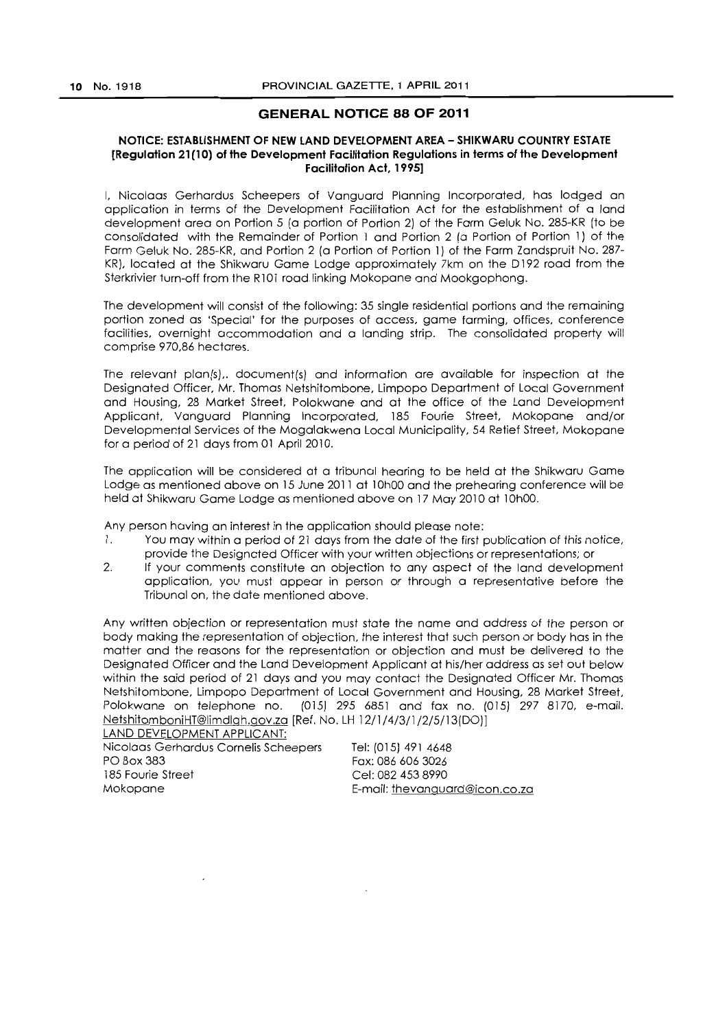## GENERAL NOTICE 88 OF 2011

### NOTICE: ESTABLISHMENT OF NEW LAND DEVELOPMENT AREA – SHIKWARU COUNTRY ESTATE [Regulation 21(10) of the Development Facilitation Regulations in terms of the Development Facilitation Act, 1995]

I, Nicolaas Gerhardus Scheepers of Vanguard Planning Incorporated, has lodged an application in terms of the Development Facilitation Act for the establishment of a land development area on Portion 5 (a portion of Portion 2) of the Farm Geluk No. 285-KR (to be consolidated with the Remainder of Portion 1 and Portion 2 (a Portion of Portion 1) of the Farm Geluk No. 285-KR, and Portion 2 (a Portion of Portion 1) of the Farm Zandspruit No. 287-KR), located at the Shikwaru Game Lodge approximately 7km on the D192 road from the Sterkrivier turn-off from the R101 road linking Mokopane and Mookgophong.

The development will consist of the following: 35 single residential portions and the remaining portion zoned as 'Special' for the purposes of access, game farming, offices, conference facilities, overnight accommodation and a landing strip. The consolidated property will comprise 970,86 hectares.

The relevant plan(s),. document(s) and information are available for inspection at the Designated Officer, Mr. Thomas Netshitombone, Limpopo Department of Local Government and Housing, 28 Market Street, Polokwane and at the office of the Land Development Applicant, Vanguard Planning Incorporated, 185 Fourie Street, Mokopane and/or Developmental Services of the Mogalakwena Local Municipality, 54 Retief Street, Mokopane for a period of 21 days from 01 April 2010.

The application will be considered at a tribunal hearing to be held at the Shikwaru Game Lodge as mentioned above on 15 June 2011 at 10h00 and the prehearing conference will be held at Shikwaru Game Lodge as mentioned above on 17 May 2010 at 10h00.

Any person having an interest in the application should please note:

1. You may within a period of 21 days from the date of the first publication of this notice, provide the Designated Officer with your written objections or representations; or
2. If your comments constitute an objection to any aspect of the land development application, you must appear in person or through a representative before the Tribunal on, the date mentioned above.

Any written objection or representation must state the name and address of the person or body making the representation of objection, the interest that such person or body has in the matter and the reasons for the representation or objection and must be delivered to the Designated Officer and the Land Development Applicant at his/her address as set out below within the said period of 21 days and you may contact the Designated Officer Mr. Thomas Netshitombone, Limpopo Department of Local Government and Housing, 28 Market Street, Polokwane on telephone no. (015) 295 6851 and fax no. (015) 297 8170, e-mail. NetshitomboniHT@limdlgh.gov.za [Ref. No. LH 12/1/4/3/1/2/5/13(DO)]

LAND DEVELOPMENT APPLICANT:

Nicolaas Gerhardus Cornelis Scheepers
PO Box 383
185 Fourie Street
Mokopane

Tel: (015) 491 4648
Fax: 086 606 3026
Cel: 082 453 8990
E-mail: thevanguard@icon.co.za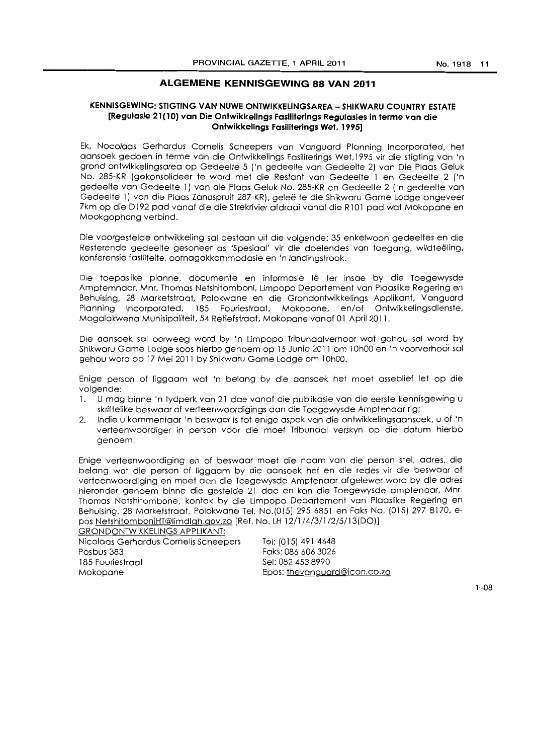## ALGEMENE KENNISGEWING 88 VAN 2011

### KENNISGEWING: STIGTING VAN NUWE ONTWIKKELINGSAREA – SHIKWARU COUNTRY ESTATE [Regulasie 21(10) van Die Ontwikkelings Fasiliterings Regulasies in terme van die Ontwikkelings Fasiliterings Wet, 1995]

Ek, Nocolaas Gerhardus Cornelis Scheepers van Vanguard Planning Incorporated, het aansoek gedoen in terme van die Ontwikkelings Fasiliterings Wet,1995 vir die stigting van 'n grond ontwikkelingsarea op Gedeelte 5 ('n gedeelte van Gedeelte 2) van Die Plaas Geluk No. 285-KR (gekonsolideer te word met die Restant van Gedeelte 1 en Gedeelte 2 ('n gedeelte van Gedeelte 1) van die Plaas Geluk No. 285-KR en Gedeelte 2 ('n gedeelte van Gedeelte 1) van die Plaas Zandspruit 287-KR), geleë te die Shikwaru Game Lodge ongeveer 7km op die D192 pad vanaf die die Strekrivier afdraai vanaf die R101 pad wat Mokopane en Mookgophong verbind.

Die voorgestelde ontwikkeling sal bestaan uit die volgende: 35 enkelwoon gedeeltes en die Resterende gedeelte gesoneer as 'Spesiaal' vir die doelendes van toegang, wildteëling, konferensie fasiliteite, oornagakkommodasie en 'n landingstrook.

Die toepaslike planne, documente en informasie lê ter insae by die Toegewysde Amptemnaar, Mnr. Thomas Netshitomboni, Limpopo Departement van Plaaslike Regering en Behuising, 28 Marketstraat, Polokwane en die Grondontwikkelings Applikant, Vanguard Planning Incorporated, 185 Fouriestraat, Mokopane, en/of Ontwikkelingsdienste, Mogalakwena Munisipaliteit, 54 Retiefstraat, Mokopane vanaf 01 April 2011.

Die aansoek sal oorweeg word by 'n Limpopo Tribunaalverhoor wat gehou sal word by Shikwaru Game Lodge soos hierbo genoem op 15 Junie 2011 om 10h00 en 'n voorverhoor sal gehou word op 17 Mei 2011 by Shikwaru Game Lodge om 10h00.

Enige person of liggaam wat 'n belang by die aansoek het moet asseblief let op die volgende:

1. U mag binne 'n tydperk van 21 dae vanaf die publikasie van die eerste kennisgewing u skriftelike beswaar of verteenwoordigings aan die Toegewysde Amptenaar rig;
2. Indie u kommentaar 'n beswaar is tot enige aspek van die ontwikkelingsaansoek, u of 'n verteenwoordiger in person voor die moet Tribunaal verskyn op die datum hierbo genoem.

Enige verteenwoordiging en of beswaar moet die naam van die person stel, adres, die belang wat die person of liggaam by die aansoek het en die redes vir die beswaar of verteenwoordiging en moet aan die Toegewysde Amptenaar afgelewer word by die adres hieronder genoem binne die gestelde 21 dae en kan die Toegewysde amptenaar, Mnr. Thomas Netshitombone, kontak by die Limpopo Departement van Plaaslike Regering en Behuising, 28 Marketstraat, Polokwane Tel. No.(015) 295 6851 en Faks No. (015) 297 8170, e-pos NetshitomboniHT@limdlgh.gov.za [Ref. No. LH 12/1/4/3/1/2/5/13(DO)]

GRONDONTWIKKELINGS APPLIKANT:

Nicolaas Gerhardus Cornelis Scheepers
Posbus 383
185 Fouriestraat
Mokopane

Tel: (015) 491 4648
Faks: 086 606 3026
Sel: 082 453 8990
Epos: thevanguard@icon.co.za

1–08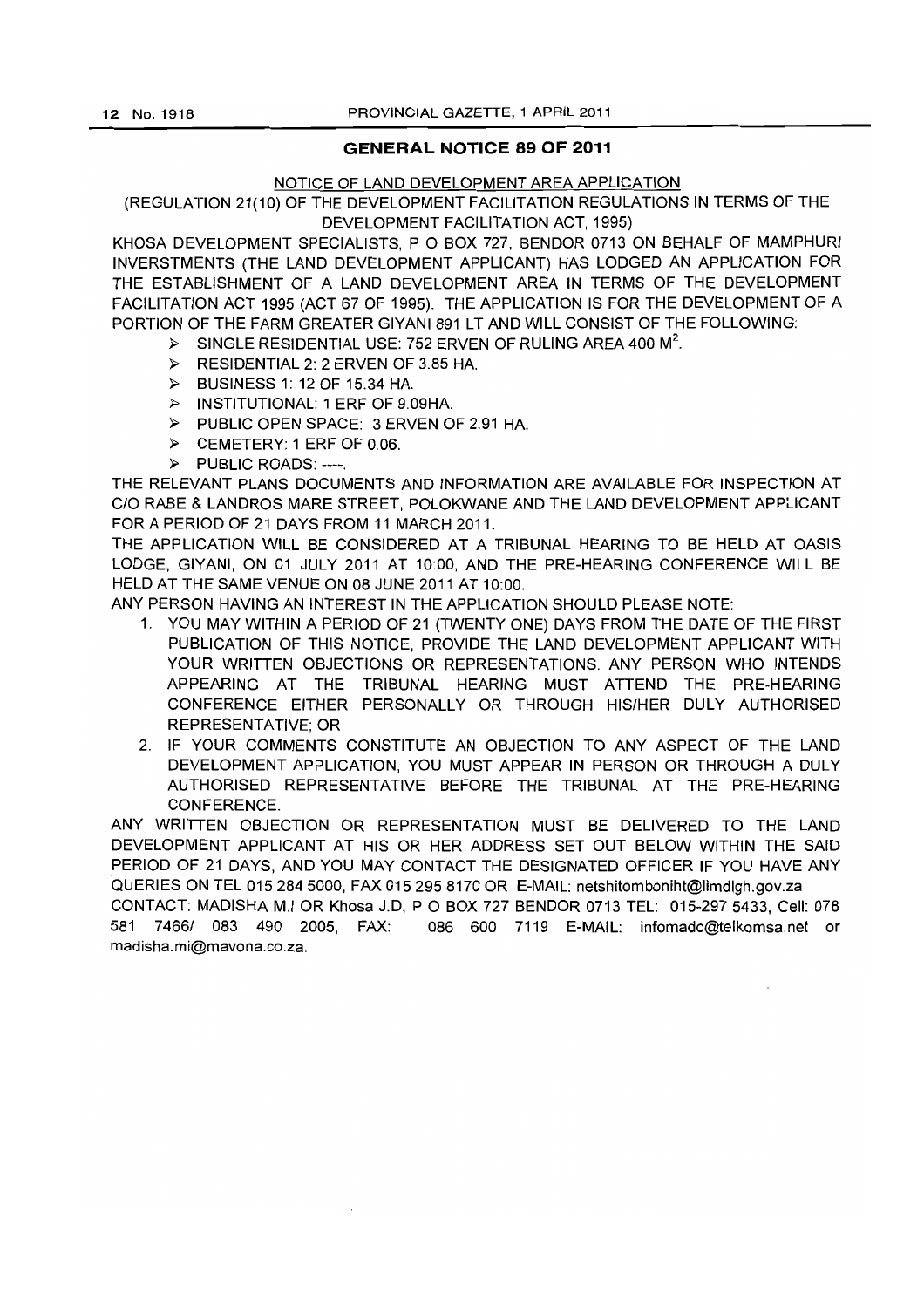## GENERAL NOTICE 89 OF 2011

NOTICE OF LAND DEVELOPMENT AREA APPLICATION

(REGULATION 21(10) OF THE DEVELOPMENT FACILITATION REGULATIONS IN TERMS OF THE DEVELOPMENT FACILITATION ACT, 1995)

KHOSA DEVELOPMENT SPECIALISTS, P O BOX 727, BENDOR 0713 ON BEHALF OF MAMPHURI INVERSTMENTS (THE LAND DEVELOPMENT APPLICANT) HAS LODGED AN APPLICATION FOR THE ESTABLISHMENT OF A LAND DEVELOPMENT AREA IN TERMS OF THE DEVELOPMENT FACILITATION ACT 1995 (ACT 67 OF 1995). THE APPLICATION IS FOR THE DEVELOPMENT OF A PORTION OF THE FARM GREATER GIYANI 891 LT AND WILL CONSIST OF THE FOLLOWING:

- SINGLE RESIDENTIAL USE: 752 ERVEN OF RULING AREA 400 $M^2$.
- RESIDENTIAL 2: 2 ERVEN OF 3.85 HA.
- BUSINESS 1: 12 OF 15.34 HA.
- INSTITUTIONAL: 1 ERF OF 9.09HA.
- PUBLIC OPEN SPACE: 3 ERVEN OF 2.91 HA.
- CEMETERY: 1 ERF OF 0.06.
- PUBLIC ROADS: ----.

THE RELEVANT PLANS DOCUMENTS AND INFORMATION ARE AVAILABLE FOR INSPECTION AT C/O RABE & LANDROS MARE STREET, POLOKWANE AND THE LAND DEVELOPMENT APPLICANT FOR A PERIOD OF 21 DAYS FROM 11 MARCH 2011.

THE APPLICATION WILL BE CONSIDERED AT A TRIBUNAL HEARING TO BE HELD AT OASIS LODGE, GIYANI, ON 01 JULY 2011 AT 10:00, AND THE PRE-HEARING CONFERENCE WILL BE HELD AT THE SAME VENUE ON 08 JUNE 2011 AT 10:00.

ANY PERSON HAVING AN INTEREST IN THE APPLICATION SHOULD PLEASE NOTE:

1. YOU MAY WITHIN A PERIOD OF 21 (TWENTY ONE) DAYS FROM THE DATE OF THE FIRST PUBLICATION OF THIS NOTICE, PROVIDE THE LAND DEVELOPMENT APPLICANT WITH YOUR WRITTEN OBJECTIONS OR REPRESENTATIONS. ANY PERSON WHO INTENDS APPEARING AT THE TRIBUNAL HEARING MUST ATTEND THE PRE-HEARING CONFERENCE EITHER PERSONALLY OR THROUGH HIS/HER DULY AUTHORISED REPRESENTATIVE; OR
2. IF YOUR COMMENTS CONSTITUTE AN OBJECTION TO ANY ASPECT OF THE LAND DEVELOPMENT APPLICATION, YOU MUST APPEAR IN PERSON OR THROUGH A DULY AUTHORISED REPRESENTATIVE BEFORE THE TRIBUNAL AT THE PRE-HEARING CONFERENCE.

ANY WRITTEN OBJECTION OR REPRESENTATION MUST BE DELIVERED TO THE LAND DEVELOPMENT APPLICANT AT HIS OR HER ADDRESS SET OUT BELOW WITHIN THE SAID PERIOD OF 21 DAYS, AND YOU MAY CONTACT THE DESIGNATED OFFICER IF YOU HAVE ANY QUERIES ON TEL 015 284 5000, FAX 015 295 8170 OR E-MAIL: netshitomboniht@limdlgh.gov.za

CONTACT: MADISHA M.I OR Khosa J.D, P O BOX 727 BENDOR 0713 TEL: 015-297 5433, Cell: 078 581 7466/ 083 490 2005, FAX: 086 600 7119 E-MAIL: infomadc@telkomsa.net or madisha.mi@mavona.co.za.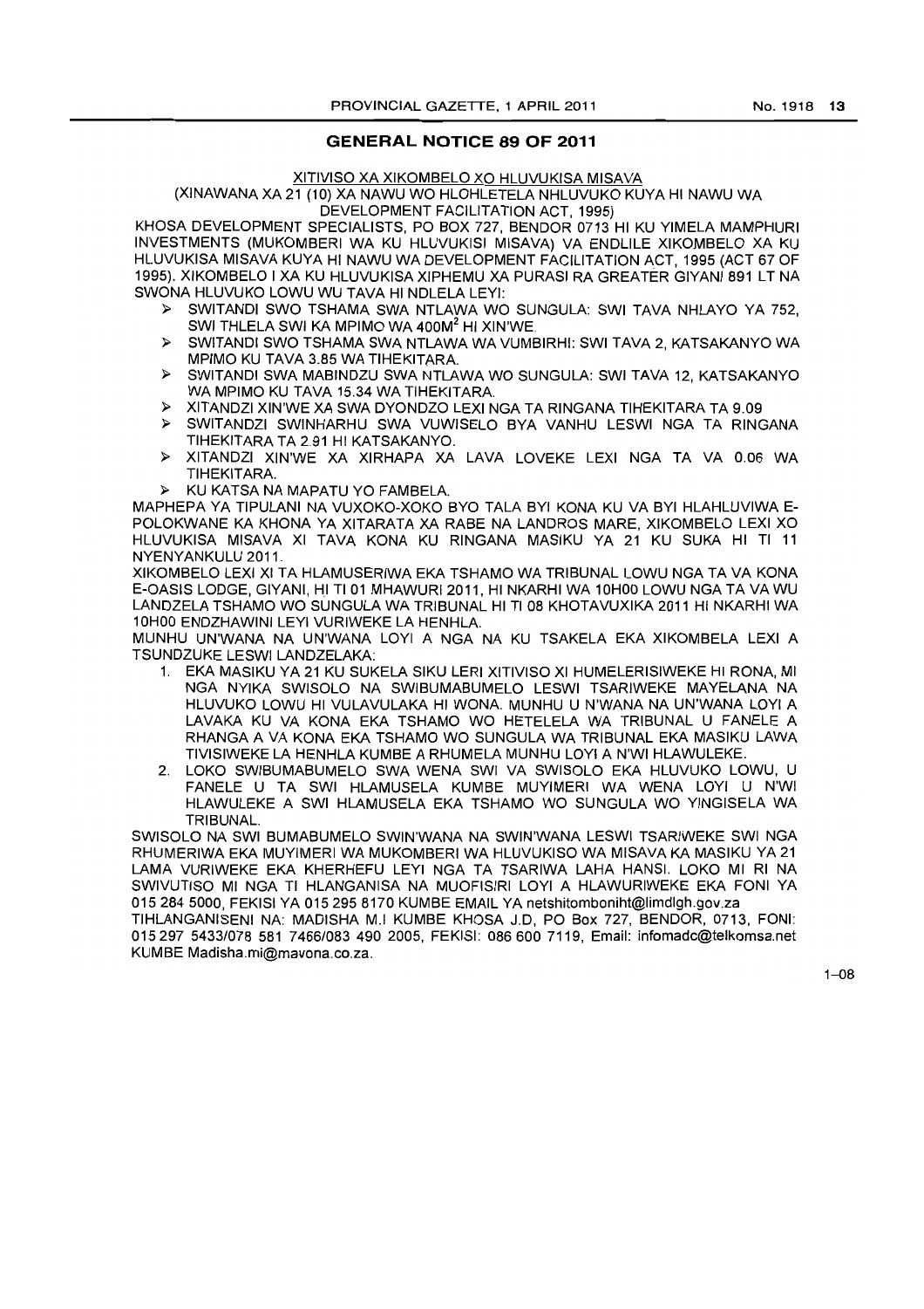## GENERAL NOTICE 89 OF 2011

XITIVISO XA XIKOMBELO XO HLUVUKISA MISAVA

(XINAWANA XA 21 (10) XA NAWU WO HLOHLETELA NHLUVUKO KUYA HI NAWU WA DEVELOPMENT FACILITATION ACT, 1995)

KHOSA DEVELOPMENT SPECIALISTS, PO BOX 727, BENDOR 0713 HI KU YIMELA MAMPHURI INVESTMENTS (MUKOMBERI WA KU HLUVUKISI MISAVA) VA ENDLILE XIKOMBELO XA KU HLUVUKISA MISAVA KUYA HI NAWU WA DEVELOPMENT FACILITATION ACT, 1995 (ACT 67 OF 1995). XIKOMBELO I XA KU HLUVUKISA XIPHEMU XA PURASI RA GREATER GIYANI 891 LT NA SWONA HLUVUKO LOWU WU TAVA HI NDLELA LEYI:

- SWITANDI SWO TSHAMA SWA NTLAWA WO SUNGULA: SWI TAVA NHLAYO YA 752, SWI THLELA SWI KA MPIMO WA 400M$^2$ HI XIN'WE.
- SWITANDI SWO TSHAMA SWA NTLAWA WA VUMBIRHI: SWI TAVA 2, KATSAKANYO WA MPIMO KU TAVA 3.85 WA TIHEKITARA.
- SWITANDI SWA MABINDZU SWA NTLAWA WO SUNGULA: SWI TAVA 12, KATSAKANYO WA MPIMO KU TAVA 15.34 WA TIHEKITARA.
- XITANDZI XIN'WE XA SWA DYONDZO LEXI NGA TA RINGANA TIHEKITARA TA 9.09
- SWITANDZI SWINHARHU SWA VUWISELO BYA VANHU LESWI NGA TA RINGANA TIHEKITARA TA 2.91 HI KATSAKANYO.
- XITANDZI XIN'WE XA XIRHAPA XA LAVA LOVEKE LEXI NGA TA VA 0.06 WA TIHEKITARA.
- KU KATSA NA MAPATU YO FAMBELA.

MAPHEPA YA TIPULANI NA VUXOKO-XOKO BYO TALA BYI KONA KU VA BYI HLAHLUVIWA E-POLOKWANE KA KHONA YA XITARATA XA RABE NA LANDROS MARE, XIKOMBELO LEXI XO HLUVUKISA MISAVA XI TAVA KONA KU RINGANA MASIKU YA 21 KU SUKA HI TI 11 NYENYANKULU 2011.

XIKOMBELO LEXI XI TA HLAMUSERIWA EKA TSHAMO WA TRIBUNAL LOWU NGA TA VA KONA E-OASIS LODGE, GIYANI, HI TI 01 MHAWURI 2011, HI NKARHI WA 10H00 LOWU NGA TA VA WU LANDZELA TSHAMO WO SUNGULA WA TRIBUNAL HI TI 08 KHOTAVUXIKA 2011 HI NKARHI WA 10H00 ENDZHAWINI LEYI VURIWEKE LA HENHLA.

MUNHU UN'WANA NA UN'WANA LOYI A NGA NA KU TSAKELA EKA XIKOMBELA LEXI A TSUNDZUKE LESWI LANDZELAKA:

1. EKA MASIKU YA 21 KU SUKELA SIKU LERI XITIVISO XI HUMELERISIWEKE HI RONA, MI NGA NYIKA SWISOLO NA SWIBUMABUMELO LESWI TSARIWEKE MAYELANA NA HLUVUKO LOWU HI VULAVULAKA HI WONA. MUNHU U N'WANA NA UN'WANA LOYI A LAVAKA KU VA KONA EKA TSHAMO WO HETELELA WA TRIBUNAL U FANELE A RHANGA A VA KONA EKA TSHAMO WO SUNGULA WA TRIBUNAL EKA MASIKU LAWA TIVISIWEKE LA HENHLA KUMBE A RHUMELA MUNHU LOYI A N'WI HLAWULEKE.
2. LOKO SWIBUMABUMELO SWA WENA SWI VA SWISOLO EKA HLUVUKO LOWU, U FANELE U TA SWI HLAMUSELA KUMBE MUYIMERI WA WENA LOYI U N'WI HLAWULEKE A SWI HLAMUSELA EKA TSHAMO WO SUNGULA WO YINGISELA WA TRIBUNAL.

SWISOLO NA SWI BUMABUMELO SWIN'WANA NA SWIN'WANA LESWI TSARIWEKE SWI NGA RHUMERIWA EKA MUYIMERI WA MUKOMBERI WA HLUVUKISO WA MISAVA KA MASIKU YA 21 LAMA VURIWEKE EKA KHERHEFU LEYI NGA TA TSARIWA LAHA HANSI. LOKO MI RI NA SWIVUTISO MI NGA TI HLANGANISA NA MUOFISIRI LOYI A HLAWURIWEKE EKA FONI YA 015 284 5000, FEKISI YA 015 295 8170 KUMBE EMAIL YA netshitomboniht@limdlgh.gov.za

TIHLANGANISENI NA: MADISHA M.I KUMBE KHOSA J.D, PO Box 727, BENDOR, 0713, FONI: 015 297 5433/078 581 7466/083 490 2005, FEKISI: 086 600 7119, Email: infomadc@telkomsa.net KUMBE Madisha.mi@mavona.co.za.

1–08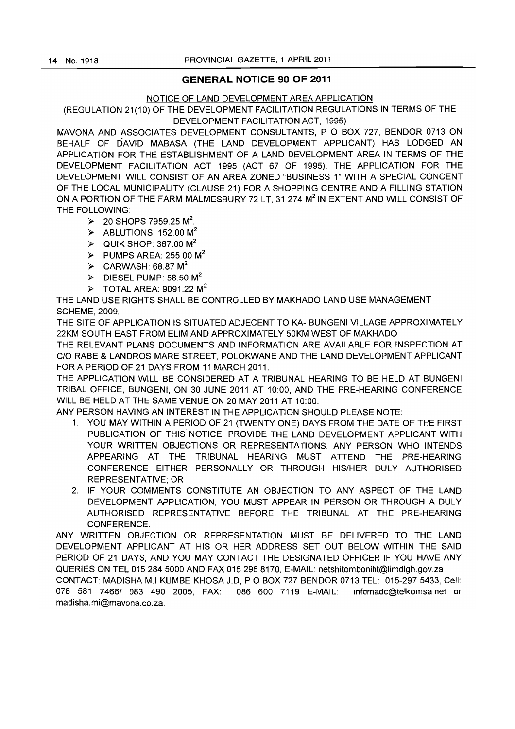## GENERAL NOTICE 90 OF 2011

NOTICE OF LAND DEVELOPMENT AREA APPLICATION

(REGULATION 21(10) OF THE DEVELOPMENT FACILITATION REGULATIONS IN TERMS OF THE DEVELOPMENT FACILITATION ACT, 1995)

MAVONA AND ASSOCIATES DEVELOPMENT CONSULTANTS, P O BOX 727, BENDOR 0713 ON BEHALF OF DAVID MABASA (THE LAND DEVELOPMENT APPLICANT) HAS LODGED AN APPLICATION FOR THE ESTABLISHMENT OF A LAND DEVELOPMENT AREA IN TERMS OF THE DEVELOPMENT FACILITATION ACT 1995 (ACT 67 OF 1995). THE APPLICATION FOR THE DEVELOPMENT WILL CONSIST OF AN AREA ZONED "BUSINESS 1" WITH A SPECIAL CONCENT OF THE LOCAL MUNICIPALITY (CLAUSE 21) FOR A SHOPPING CENTRE AND A FILLING STATION ON A PORTION OF THE FARM MALMESBURY 72 LT, 31 274 $M^2$ IN EXTENT AND WILL CONSIST OF THE FOLLOWING:

- 20 SHOPS 7959.25 $M^2$.
- ABLUTIONS: 152.00 $M^2$
- QUIK SHOP: 367.00 $M^2$
- PUMPS AREA: 255.00 $M^2$
- CARWASH: 68.87 $M^2$
- DIESEL PUMP: 58.50 $M^2$
- TOTAL AREA: 9091.22 $M^2$

THE LAND USE RIGHTS SHALL BE CONTROLLED BY MAKHADO LAND USE MANAGEMENT SCHEME, 2009.

THE SITE OF APPLICATION IS SITUATED ADJECENT TO KA- BUNGENI VILLAGE APPROXIMATELY 22KM SOUTH EAST FROM ELIM AND APPROXIMATELY 50KM WEST OF MAKHADO

THE RELEVANT PLANS DOCUMENTS AND INFORMATION ARE AVAILABLE FOR INSPECTION AT C/O RABE & LANDROS MARE STREET, POLOKWANE AND THE LAND DEVELOPMENT APPLICANT FOR A PERIOD OF 21 DAYS FROM 11 MARCH 2011.

THE APPLICATION WILL BE CONSIDERED AT A TRIBUNAL HEARING TO BE HELD AT BUNGENI TRIBAL OFFICE, BUNGENI, ON 30 JUNE 2011 AT 10:00, AND THE PRE-HEARING CONFERENCE WILL BE HELD AT THE SAME VENUE ON 20 MAY 2011 AT 10:00.

ANY PERSON HAVING AN INTEREST IN THE APPLICATION SHOULD PLEASE NOTE:

1. YOU MAY WITHIN A PERIOD OF 21 (TWENTY ONE) DAYS FROM THE DATE OF THE FIRST PUBLICATION OF THIS NOTICE, PROVIDE THE LAND DEVELOPMENT APPLICANT WITH YOUR WRITTEN OBJECTIONS OR REPRESENTATIONS. ANY PERSON WHO INTENDS APPEARING AT THE TRIBUNAL HEARING MUST ATTEND THE PRE-HEARING CONFERENCE EITHER PERSONALLY OR THROUGH HIS/HER DULY AUTHORISED REPRESENTATIVE; OR
2. IF YOUR COMMENTS CONSTITUTE AN OBJECTION TO ANY ASPECT OF THE LAND DEVELOPMENT APPLICATION, YOU MUST APPEAR IN PERSON OR THROUGH A DULY AUTHORISED REPRESENTATIVE BEFORE THE TRIBUNAL AT THE PRE-HEARING CONFERENCE.

ANY WRITTEN OBJECTION OR REPRESENTATION MUST BE DELIVERED TO THE LAND DEVELOPMENT APPLICANT AT HIS OR HER ADDRESS SET OUT BELOW WITHIN THE SAID PERIOD OF 21 DAYS, AND YOU MAY CONTACT THE DESIGNATED OFFICER IF YOU HAVE ANY QUERIES ON TEL 015 284 5000 AND FAX 015 295 8170, E-MAIL: netshitomboniht@limdlgh.gov.za

CONTACT: MADISHA M.I KUMBE KHOSA J.D, P O BOX 727 BENDOR 0713 TEL: 015-297 5433, Cell: 078 581 7466/ 083 490 2005, FAX: 086 600 7119 E-MAIL: infomadc@telkomsa.net or madisha.mi@mavona.co.za.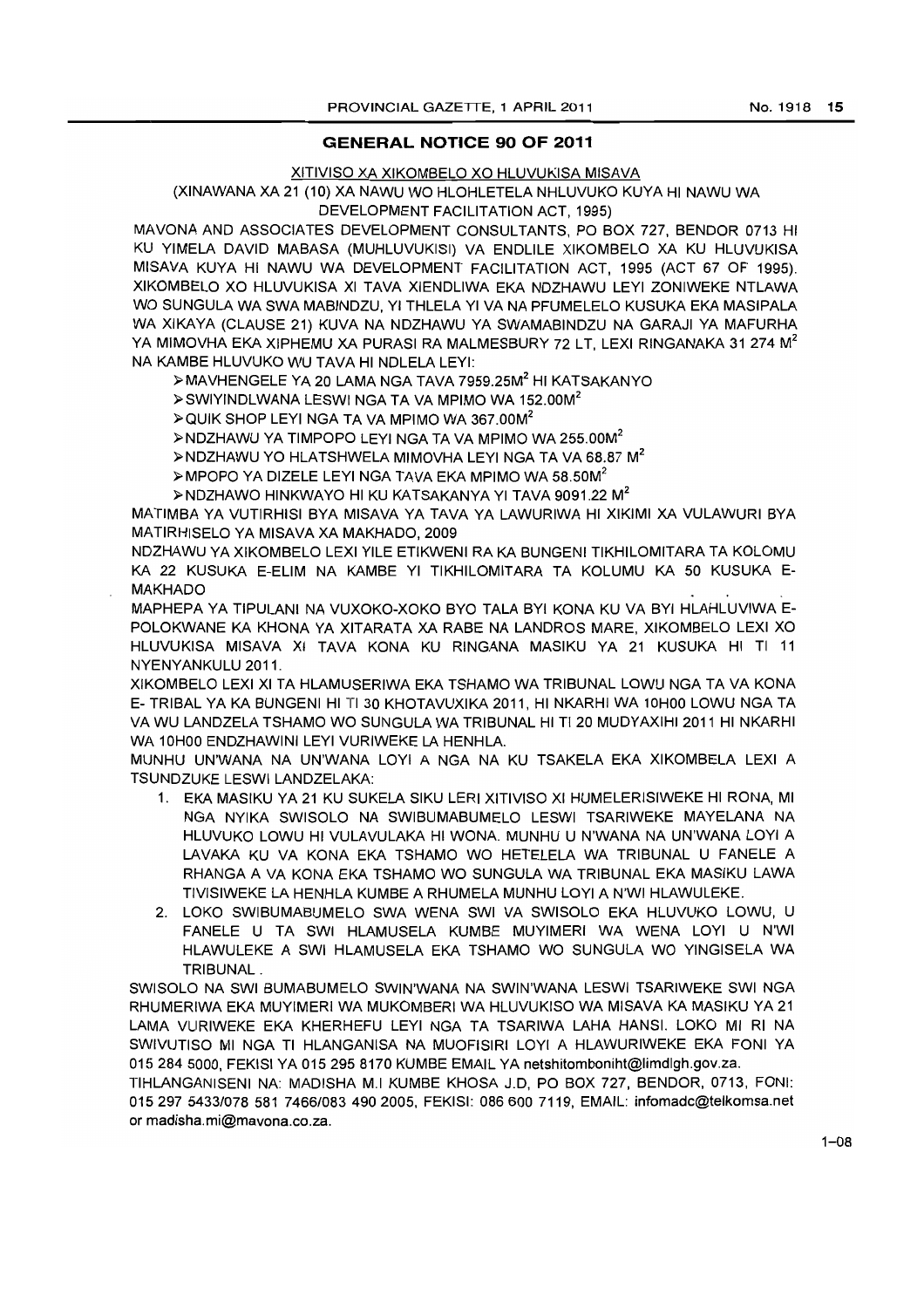## GENERAL NOTICE 90 OF 2011

XITIVISO XA XIKOMBELO XO HLUVUKISA MISAVA

(XINAWANA XA 21 (10) XA NAWU WO HLOHLETELA NHLUVUKO KUYA HI NAWU WA DEVELOPMENT FACILITATION ACT, 1995)

MAVONA AND ASSOCIATES DEVELOPMENT CONSULTANTS, PO BOX 727, BENDOR 0713 HI KU YIMELA DAVID MABASA (MUHLUVUKISI) VA ENDLILE XIKOMBELO XA KU HLUVUKISA MISAVA KUYA HI NAWU WA DEVELOPMENT FACILITATION ACT, 1995 (ACT 67 OF 1995). XIKOMBELO XO HLUVUKISA XI TAVA XIENDLIWA EKA NDZHAWU LEYI ZONIWEKE NTLAWA WO SUNGULA WA SWA MABINDZU, YI THLELA YI VA NA PFUMELELO KUSUKA EKA MASIPALA WA XIKAYA (CLAUSE 21) KUVA NA NDZHAWU YA SWAMABINDZU NA GARAJI YA MAFURHA YA MIMOVHA EKA XIPHEMU XA PURASI RA MALMESBURY 72 LT, LEXI RINGANAKA 31 274 M$^2$ NA KAMBE HLUVUKO WU TAVA HI NDLELA LEYI:

- MAVHENGELE YA 20 LAMA NGA TAVA 7959.25M$^2$ HI KATSAKANYO
- SWIYINDLWANA LESWI NGA TA VA MPIMO WA 152.00M$^2$
- QUIK SHOP LEYI NGA TA VA MPIMO WA 367.00M$^2$
- NDZHAWU YA TIMPOPO LEYI NGA TA VA MPIMO WA 255.00M$^2$
- NDZHAWU YO HLATSHWELA MIMOVHA LEYI NGA TA VA 68.87 M$^2$
- MPOPO YA DIZELE LEYI NGA TAVA EKA MPIMO WA 58.50M$^2$
- NDZHAWO HINKWAYO HI KU KATSAKANYA YI TAVA 9091.22 M$^2$

MATIMBA YA VUTIRHISI BYA MISAVA YA TAVA YA LAWURIWA HI XIKIMI XA VULAWURI BYA MATIRHISELO YA MISAVA XA MAKHADO, 2009

NDZHAWU YA XIKOMBELO LEXI YILE ETIKWENI RA KA BUNGENI TIKHILOMITARA TA KOLOMU KA 22 KUSUKA E-ELIM NA KAMBE YI TIKHILOMITARA TA KOLUMU KA 50 KUSUKA E-MAKHADO

MAPHEPA YA TIPULANI NA VUXOKO-XOKO BYO TALA BYI KONA KU VA BYI HLAHLUVIWA E-POLOKWANE KA KHONA YA XITARATA XA RABE NA LANDROS MARE, XIKOMBELO LEXI XO HLUVUKISA MISAVA XI TAVA KONA KU RINGANA MASIKU YA 21 KUSUKA HI TI 11 NYENYANKULU 2011.

XIKOMBELO LEXI XI TA HLAMUSERIWA EKA TSHAMO WA TRIBUNAL LOWU NGA TA VA KONA E- TRIBAL YA KA BUNGENI HI TI 30 KHOTAVUXIKA 2011, HI NKARHI WA 10H00 LOWU NGA TA VA WU LANDZELA TSHAMO WO SUNGULA WA TRIBUNAL HI TI 20 MUDYAXIHI 2011 HI NKARHI WA 10H00 ENDZHAWINI LEYI VURIWEKE LA HENHLA.

MUNHU UN'WANA NA UN'WANA LOYI A NGA NA KU TSAKELA EKA XIKOMBELA LEXI A TSUNDZUKE LESWI LANDZELAKA:

1. EKA MASIKU YA 21 KU SUKELA SIKU LERI XITIVISO XI HUMELERISIWEKE HI RONA, MI NGA NYIKA SWISOLO NA SWIBUMABUMELO LESWI TSARIWEKE MAYELANA NA HLUVUKO LOWU HI VULAVULAKA HI WONA. MUNHU U N'WANA NA UN'WANA LOYI A LAVAKA KU VA KONA EKA TSHAMO WO HETELELA WA TRIBUNAL U FANELE A RHANGA A VA KONA EKA TSHAMO WO SUNGULA WA TRIBUNAL EKA MASIKU LAWA TIVISIWEKE LA HENHLA KUMBE A RHUMELA MUNHU LOYI A N'WI HLAWULEKE.
2. LOKO SWIBUMABUMELO SWA WENA SWI VA SWISOLO EKA HLUVUKO LOWU, U FANELE U TA SWI HLAMUSELA KUMBE MUYIMERI WA WENA LOYI U N'WI HLAWULEKE A SWI HLAMUSELA EKA TSHAMO WO SUNGULA WO YINGISELA WA TRIBUNAL .

SWISOLO NA SWI BUMABUMELO SWIN'WANA NA SWIN'WANA LESWI TSARIWEKE SWI NGA RHUMERIWA EKA MUYIMERI WA MUKOMBERI WA HLUVUKISO WA MISAVA KA MASIKU YA 21 LAMA VURIWEKE EKA KHERHEFU LEYI NGA TA TSARIWA LAHA HANSI. LOKO MI RI NA SWIVUTISO MI NGA TI HLANGANISA NA MUOFISIRI LOYI A HLAWURIWEKE EKA FONI YA 015 284 5000, FEKISI YA 015 295 8170 KUMBE EMAIL YA netshitomboniht@limdlgh.gov.za.

TIHLANGANISENI NA: MADISHA M.I KUMBE KHOSA J.D, PO BOX 727, BENDOR, 0713, FONI: 015 297 5433/078 581 7466/083 490 2005, FEKISI: 086 600 7119, EMAIL: infomadc@telkomsa.net or madisha.mi@mavona.co.za.

1–08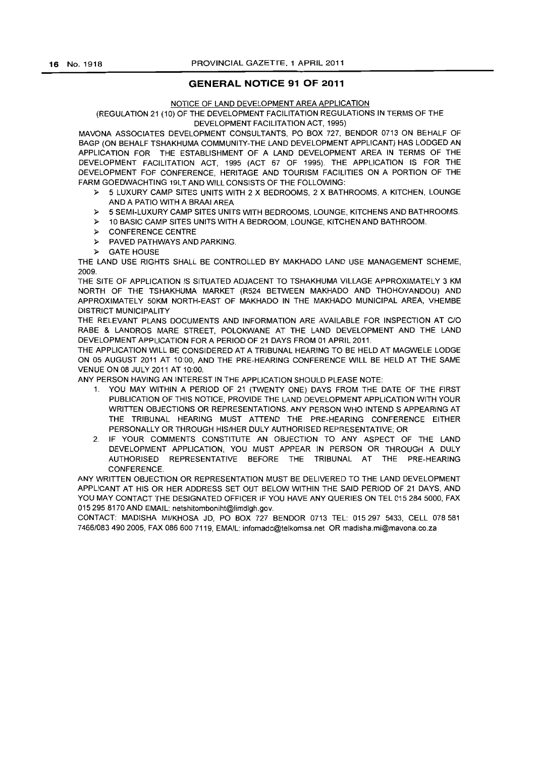## GENERAL NOTICE 91 OF 2011

NOTICE OF LAND DEVELOPMENT AREA APPLICATION

(REGULATION 21 (10) OF THE DEVELOPMENT FACILITATION REGULATIONS IN TERMS OF THE DEVELOPMENT FACILITATION ACT, 1995)

MAVONA ASSOCIATES DEVELOPMENT CONSULTANTS, PO BOX 727, BENDOR 0713 ON BEHALF OF BAGP (ON BEHALF TSHAKHUMA COMMUNITY-THE LAND DEVELOPMENT APPLICANT) HAS LODGED AN APPLICATION FOR THE ESTABLISHMENT OF A LAND DEVELOPMENT AREA IN TERMS OF THE DEVELOPMENT FACILITATION ACT, 1995 (ACT 67 OF 1995). THE APPLICATION IS FOR THE DEVELOPMENT FOF CONFERENCE, HERITAGE AND TOURISM FACILITIES ON A PORTION OF THE FARM GOEDWACHTING 19LT AND WILL CONSISTS OF THE FOLLOWING:

- 5 LUXURY CAMP SITES UNITS WITH 2 X BEDROOMS, 2 X BATHROOMS, A KITCHEN, LOUNGE AND A PATIO WITH A BRAAI AREA
- 5 SEMI-LUXURY CAMP SITES UNITS WITH BEDROOMS, LOUNGE, KITCHENS AND BATHROOMS.
- 10 BASIC CAMP SITES UNITS WITH A BEDROOM, LOUNGE, KITCHEN AND BATHROOM.
- CONFERENCE CENTRE
- PAVED PATHWAYS AND PARKING.
- GATE HOUSE

THE LAND USE RIGHTS SHALL BE CONTROLLED BY MAKHADO LAND USE MANAGEMENT SCHEME, 2009.

THE SITE OF APPLICATION IS SITUATED ADJACENT TO TSHAKHUMA VILLAGE APPROXIMATELY 3 KM NORTH OF THE TSHAKHUMA MARKET (R524 BETWEEN MAKHADO AND THOHOYANDOU) AND APPROXIMATELY 50KM NORTH-EAST OF MAKHADO IN THE MAKHADO MUNICIPAL AREA, VHEMBE DISTRICT MUNICIPALITY

THE RELEVANT PLANS DOCUMENTS AND INFORMATION ARE AVAILABLE FOR INSPECTION AT C/O RABE & LANDROS MARE STREET, POLOKWANE AT THE LAND DEVELOPMENT AND THE LAND DEVELOPMENT APPLICATION FOR A PERIOD OF 21 DAYS FROM 01 APRIL 2011.

THE APPLICATION WILL BE CONSIDERED AT A TRIBUNAL HEARING TO BE HELD AT MAGWELE LODGE ON 05 AUGUST 2011 AT 10:00, AND THE PRE-HEARING CONFERENCE WILL BE HELD AT THE SAME VENUE ON 08 JULY 2011 AT 10:00.

ANY PERSON HAVING AN INTEREST IN THE APPLICATION SHOULD PLEASE NOTE:

1. YOU MAY WITHIN A PERIOD OF 21 (TWENTY ONE) DAYS FROM THE DATE OF THE FIRST PUBLICATION OF THIS NOTICE, PROVIDE THE LAND DEVELOPMENT APPLICATION WITH YOUR WRITTEN OBJECTIONS OR REPRESENTATIONS. ANY PERSON WHO INTEND S APPEARING AT THE TRIBUNAL HEARING MUST ATTEND THE PRE-HEARING CONFERENCE EITHER PERSONALLY OR THROUGH HIS/HER DULY AUTHORISED REPRESENTATIVE; OR
2. IF YOUR COMMENTS CONSTITUTE AN OBJECTION TO ANY ASPECT OF THE LAND DEVELOPMENT APPLICATION, YOU MUST APPEAR IN PERSON OR THROUGH A DULY AUTHORISED REPRESENTATIVE BEFORE THE TRIBUNAL AT THE PRE-HEARING CONFERENCE.

ANY WRITTEN OBJECTION OR REPRESENTATION MUST BE DELIVERED TO THE LAND DEVELOPMENT APPLICANT AT HIS OR HER ADDRESS SET OUT BELOW WITHIN THE SAID PERIOD OF 21 DAYS, AND YOU MAY CONTACT THE DESIGNATED OFFICER IF YOU HAVE ANY QUERIES ON TEL 015 284 5000, FAX 015 295 8170 AND EMAIL: netshitomboniht@limdlgh.gov.

CONTACT: MADISHA MI/KHOSA JD, PO BOX 727 BENDOR 0713 TEL: 015 297 5433, CELL 078 581 7466/083 490 2005, FAX 086 600 7119, EMAIL: infomadc@telkomsa.net OR madisha.mi@mavona.co.za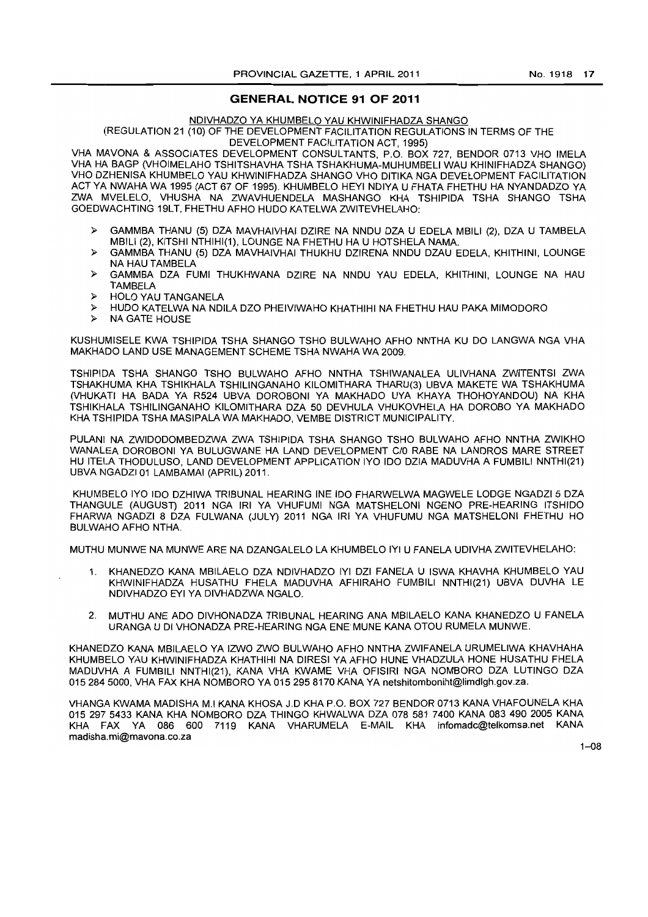## GENERAL NOTICE 91 OF 2011

NDIVHADZO YA KHUMBELO YAU KHWINIFHADZA SHANGO

(REGULATION 21 (10) OF THE DEVELOPMENT FACILITATION REGULATIONS IN TERMS OF THE DEVELOPMENT FACILITATION ACT, 1995)

VHA MAVONA & ASSOCIATES DEVELOPMENT CONSULTANTS, P.O. BOX 727, BENDOR 0713 VHO IMELA VHA HA BAGP (VHOIMELAHO TSHITSHAVHA TSHA TSHAKHUMA-MUHUMBELI WAU KHINIFHADZA SHANGO) VHO DZHENISA KHUMBELO YAU KHWINIFHADZA SHANGO VHO DITIKA NGA DEVELOPMENT FACILITATION ACT YA NWAHA WA 1995 (ACT 67 OF 1995). KHUMBELO HEYI NDIYA U FHATA FHETHU HA NYANDADZO YA ZWA MVELELO, VHUSHA NA ZWAVHUENDELA MASHANGO KHA TSHIPIDA TSHA SHANGO TSHA GOEDWACHTING 19LT, FHETHU AFHO HUDO KATELWA ZWITEVHELAHO:

- GAMMBA THANU (5) DZA MAVHAIVHAI DZIRE NA NNDU DZA U EDELA MBILI (2), DZA U TAMBELA MBILI (2), KITSHI NTHIHI(1), LOUNGE NA FHETHU HA U HOTSHELA NAMA.
- GAMMBA THANU (5) DZA MAVHAIVHAI THUKHU DZIRENA NNDU DZAU EDELA, KHITHINI, LOUNGE NA HAU TAMBELA
- GAMMBA DZA FUMI THUKHWANA DZIRE NA NNDU YAU EDELA, KHITHINI, LOUNGE NA HAU TAMBELA
- HOLO YAU TANGANELA
- HUDO KATELWA NA NDILA DZO PHEIVIWAHO KHATHIHI NA FHETHU HAU PAKA MIMODORO
- NA GATE HOUSE

KUSHUMISELE KWA TSHIPIDA TSHA SHANGO TSHO BULWAHO AFHO NNTHA KU DO LANGWA NGA VHA MAKHADO LAND USE MANAGEMENT SCHEME TSHA NWAHA WA 2009.

TSHIPIDA TSHA SHANGO TSHO BULWAHO AFHO NNTHA TSHIWANALEA ULIVHANA ZWITENTSI ZWA TSHAKHUMA KHA TSHIKHALA TSHILINGANAHO KILOMITHARA THARU(3) UBVA MAKETE WA TSHAKHUMA (VHUKATI HA BADA YA R524 UBVA DOROBONI YA MAKHADO UYA KHAYA THOHOYANDOU) NA KHA TSHIKHALA TSHILINGANAHO KILOMITHARA DZA 50 DEVHULA VHUKOVHELA HA DOROBO YA MAKHADO KHA TSHIPIDA TSHA MASIPALA WA MAKHADO, VEMBE DISTRICT MUNICIPALITY.

PULANI NA ZWIDODOMBEDZWA ZWA TSHIPIDA TSHA SHANGO TSHO BULWAHO AFHO NNTHA ZWIKHO WANALEA DOROBONI YA BULUGWANE HA LAND DEVELOPMENT C/0 RABE NA LANDROS MARE STREET HU ITELA THODULUSO, LAND DEVELOPMENT APPLICATION IYO IDO DZIA MADUVHA A FUMBILI NNTHI(21) UBVA NGADZI 01 LAMBAMAI (APRIL) 2011.

KHUMBELO IYO IDO DZHIWA TRIBUNAL HEARING INE IDO FHARWELWA MAGWELE LODGE NGADZI 5 DZA THANGULE (AUGUST) 2011 NGA IRI YA VHUFUMI NGA MATSHELONI NGENO PRE-HEARING ITSHIDO FHARWA NGADZI 8 DZA FULWANA (JULY) 2011 NGA IRI YA VHUFUMU NGA MATSHELONI FHETHU HO BULWAHO AFHO NTHA.

MUTHU MUNWE NA MUNWE ARE NA DZANGALELO LA KHUMBELO IYI U FANELA UDIVHA ZWITEVHELAHO:

1. KHANEDZO KANA MBILAELO DZA NDIVHADZO IYI DZI FANELA U ISWA KHAVHA KHUMBELO YAU KHWINIFHADZA HUSATHU FHELA MADUVHA AFHIRAHO FUMBILI NNTHI(21) UBVA DUVHA LE NDIVHADZO EYI YA DIVHADZWA NGALO.
2. MUTHU ANE ADO DIVHONADZA TRIBUNAL HEARING ANA MBILAELO KANA KHANEDZO U FANELA URANGA U DI VHONADZA PRE-HEARING NGA ENE MUNE KANA OTOU RUMELA MUNWE.

KHANEDZO KANA MBILAELO YA IZWO ZWO BULWAHO AFHO NNTHA ZWIFANELA URUMELIWA KHAVHAHA KHUMBELO YAU KHWINIFHADZA KHATHIHI NA DIRESI YA AFHO HUNE VHADZULA HONE HUSATHU FHELA MADUVHA A FUMBILI NNTHI(21), KANA VHA KWAME VHA OFISIRI NGA NOMBORO DZA LUTINGO DZA 015 284 5000, VHA FAX KHA NOMBORO YA 015 295 8170 KANA YA netshitomboniht@limdlgh.gov.za.

VHANGA KWAMA MADISHA M.I KANA KHOSA J.D KHA P.O. BOX 727 BENDOR 0713 KANA VHAFOUNELA KHA 015 297 5433 KANA KHA NOMBORO DZA THINGO KHWALWA DZA 078 581 7400 KANA 083 490 2005 KANA KHA FAX YA 086 600 7119 KANA VHARUMELA E-MAIL KHA infomadc@telkomsa.net KANA madisha.mi@mavona.co.za

1–08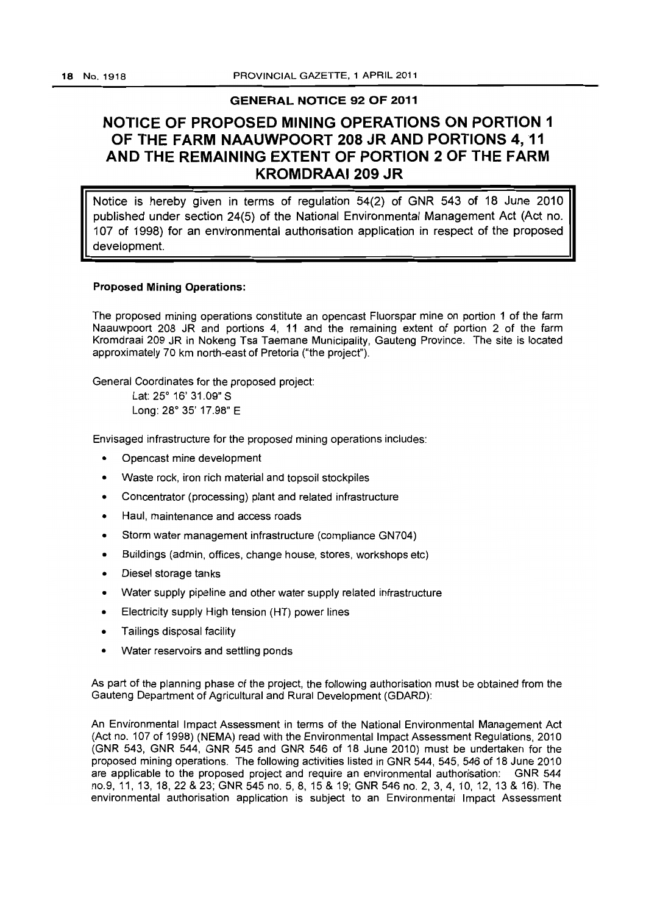## GENERAL NOTICE 92 OF 2011

# NOTICE OF PROPOSED MINING OPERATIONS ON PORTION 1 OF THE FARM NAAUWPOORT 208 JR AND PORTIONS 4, 11 AND THE REMAINING EXTENT OF PORTION 2 OF THE FARM KROMDRAAI 209 JR

Notice is hereby given in terms of regulation 54(2) of GNR 543 of 18 June 2010 published under section 24(5) of the National Environmental Management Act (Act no. 107 of 1998) for an environmental authorisation application in respect of the proposed development.

**Proposed Mining Operations:**

The proposed mining operations constitute an opencast Fluorspar mine on portion 1 of the farm Naauwpoort 208 JR and portions 4, 11 and the remaining extent of portion 2 of the farm Kromdraai 209 JR in Nokeng Tsa Taemane Municipality, Gauteng Province. The site is located approximately 70 km north-east of Pretoria ("the project").

General Coordinates for the proposed project:

Lat: 25° 16' 31.09" S
Long: 28° 35' 17.98" E

Envisaged infrastructure for the proposed mining operations includes:

- Opencast mine development
- Waste rock, iron rich material and topsoil stockpiles
- Concentrator (processing) plant and related infrastructure
- Haul, maintenance and access roads
- Storm water management infrastructure (compliance GN704)
- Buildings (admin, offices, change house, stores, workshops etc)
- Diesel storage tanks
- Water supply pipeline and other water supply related infrastructure
- Electricity supply High tension (HT) power lines
- Tailings disposal facility
- Water reservoirs and settling ponds

As part of the planning phase of the project, the following authorisation must be obtained from the Gauteng Department of Agricultural and Rural Development (GDARD):

An Environmental Impact Assessment in terms of the National Environmental Management Act (Act no. 107 of 1998) (NEMA) read with the Environmental Impact Assessment Regulations, 2010 (GNR 543, GNR 544, GNR 545 and GNR 546 of 18 June 2010) must be undertaken for the proposed mining operations. The following activities listed in GNR 544, 545, 546 of 18 June 2010 are applicable to the proposed project and require an environmental authorisation: GNR 544 no.9, 11, 13, 18, 22 & 23; GNR 545 no. 5, 8, 15 & 19; GNR 546 no. 2, 3, 4, 10, 12, 13 & 16). The environmental authorisation application is subject to an Environmental Impact Assessment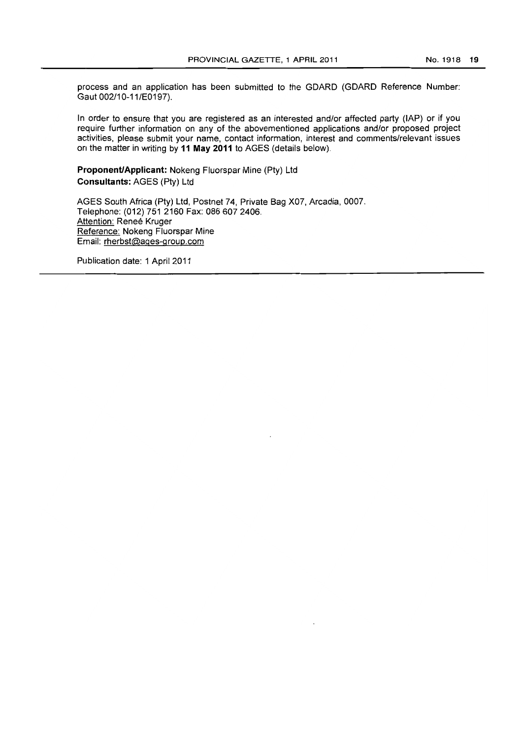process and an application has been submitted to the GDARD (GDARD Reference Number: Gaut 002/10-11/E0197).

In order to ensure that you are registered as an interested and/or affected party (IAP) or if you require further information on any of the abovementioned applications and/or proposed project activities, please submit your name, contact information, interest and comments/relevant issues on the matter in writing by **11 May 2011** to AGES (details below).

**Proponent/Applicant:** Nokeng Fluorspar Mine (Pty) Ltd
**Consultants:** AGES (Pty) Ltd

AGES South Africa (Pty) Ltd, Postnet 74, Private Bag X07, Arcadia, 0007.
Telephone: (012) 751 2160 Fax: 086 607 2406.
Attention: Reneé Kruger
Reference: Nokeng Fluorspar Mine
Email: rherbst@ages-group.com

Publication date: 1 April 2011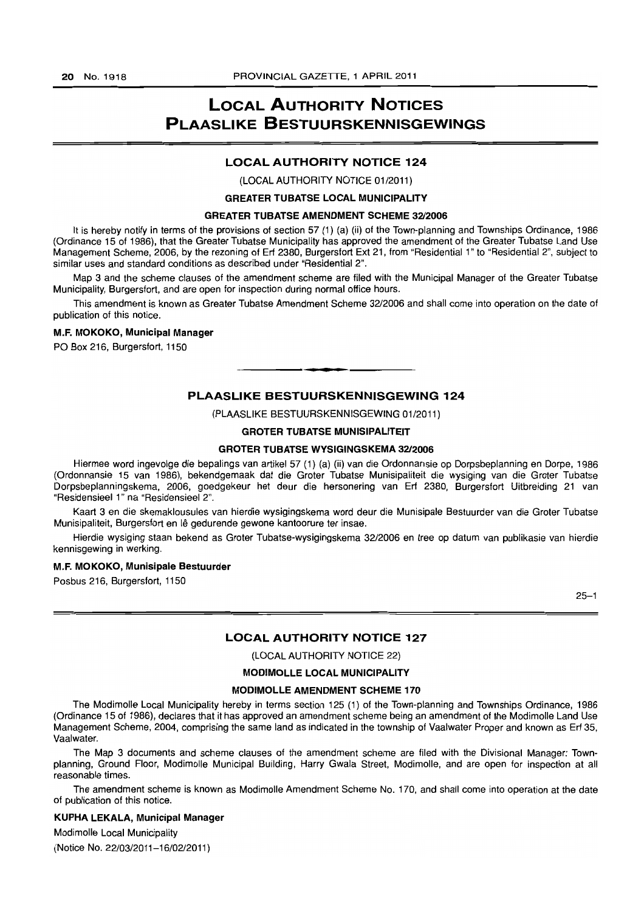# LOCAL AUTHORITY NOTICES
# PLAASLIKE BESTUURSKENNISGEWINGS

## LOCAL AUTHORITY NOTICE 124

(LOCAL AUTHORITY NOTICE 01/2011)

**GREATER TUBATSE LOCAL MUNICIPALITY**

**GREATER TUBATSE AMENDMENT SCHEME 32/2006**

It is hereby notify in terms of the provisions of section 57 (1) (a) (ii) of the Town-planning and Townships Ordinance, 1986 (Ordinance 15 of 1986), that the Greater Tubatse Municipality has approved the amendment of the Greater Tubatse Land Use Management Scheme, 2006, by the rezoning of Erf 2380, Burgersfort Ext 21, from "Residential 1" to "Residential 2", subject to similar uses and standard conditions as described under "Residential 2".

Map 3 and the scheme clauses of the amendment scheme are filed with the Municipal Manager of the Greater Tubatse Municipality, Burgersfort, and are open for inspection during normal office hours.

This amendment is known as Greater Tubatse Amendment Scheme 32/2006 and shall come into operation on the date of publication of this notice.

**M.F. MOKOKO, Municipal Manager**

PO Box 216, Burgersfort, 1150

---

## PLAASLIKE BESTUURSKENNISGEWING 124

(PLAASLIKE BESTUURSKENNISGEWING 01/2011)

**GROTER TUBATSE MUNISIPALITEIT**

**GROTER TUBATSE WYSIGINGSKEMA 32/2006**

Hiermee word ingevolge die bepalings van artikel 57 (1) (a) (ii) van die Ordonnansie op Dorpsbeplanning en Dorpe, 1986 (Ordonnansie 15 van 1986), bekendgemaak dat die Groter Tubatse Munisipaliteit die wysiging van die Groter Tubatse Dorpsbeplanningskema, 2006, goedgekeur het deur die hersonering van Erf 2380, Burgersfort Uitbreiding 21 van "Residensieel 1" na "Residensieel 2".

Kaart 3 en die skemaklousules van hierdie wysigingskema word deur die Munisipale Bestuurder van die Groter Tubatse Munisipaliteit, Burgersfort en lê gedurende gewone kantoorure ter insae.

Hierdie wysiging staan bekend as Groter Tubatse-wysigingskema 32/2006 en tree op datum van publikasie van hierdie kennisgewing in werking.

**M.F. MOKOKO, Munisipale Bestuurder**

Posbus 216, Burgersfort, 1150

25–1

---

## LOCAL AUTHORITY NOTICE 127

(LOCAL AUTHORITY NOTICE 22)

**MODIMOLLE LOCAL MUNICIPALITY**

**MODIMOLLE AMENDMENT SCHEME 170**

The Modimolle Local Municipality hereby in terms section 125 (1) of the Town-planning and Townships Ordinance, 1986 (Ordinance 15 of 1986), declares that it has approved an amendment scheme being an amendment of the Modimolle Land Use Management Scheme, 2004, comprising the same land as indicated in the township of Vaalwater Proper and known as Erf 35, Vaalwater.

The Map 3 documents and scheme clauses of the amendment scheme are filed with the Divisional Manager: Town-planning, Ground Floor, Modimolle Municipal Building, Harry Gwala Street, Modimolle, and are open for inspection at all reasonable times.

The amendment scheme is known as Modimolle Amendment Scheme No. 170, and shall come into operation at the date of publication of this notice.

**KUPHA LEKALA, Municipal Manager**

Modimolle Local Municipality

(Notice No. 22/03/2011–16/02/2011)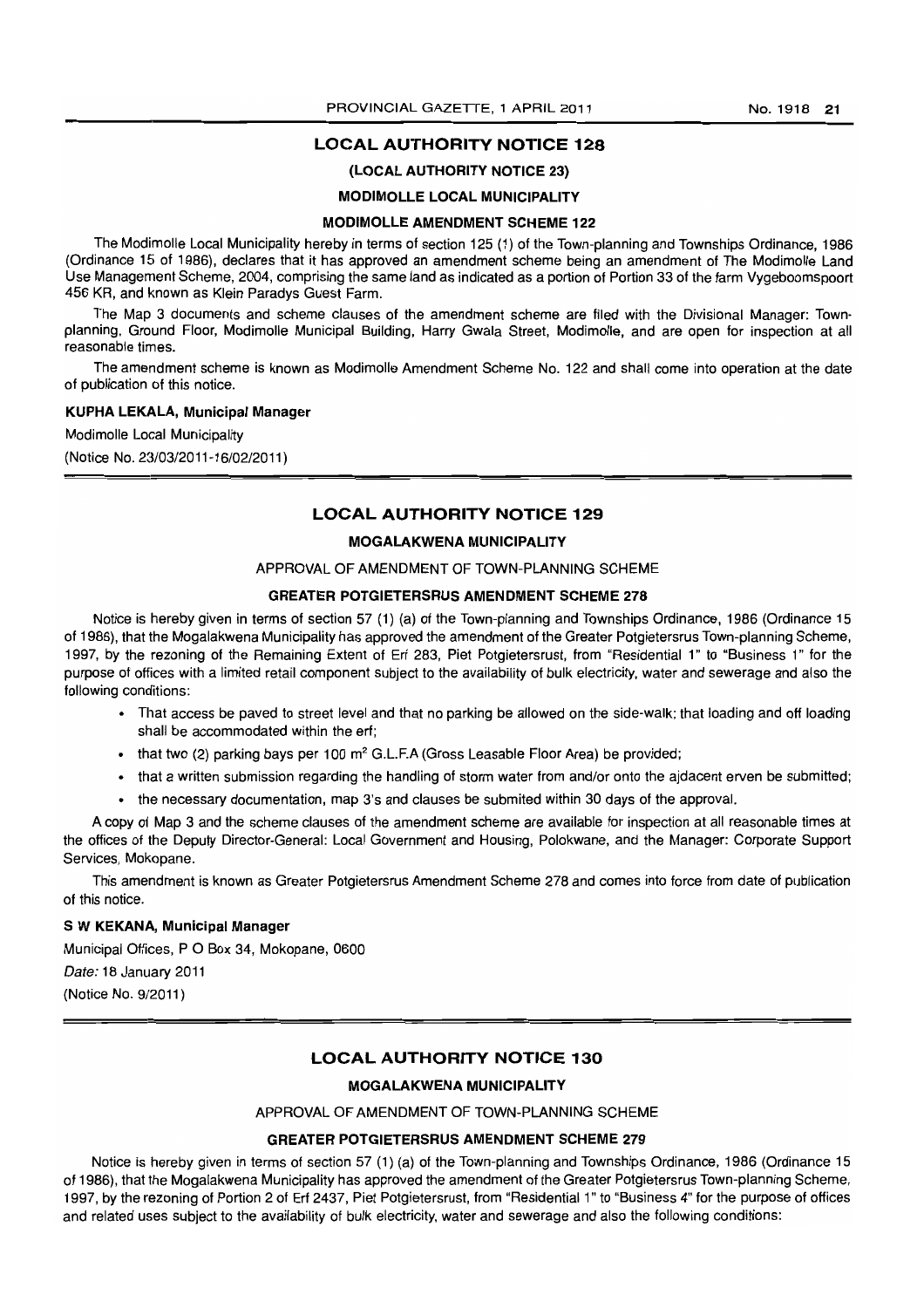## LOCAL AUTHORITY NOTICE 128

**(LOCAL AUTHORITY NOTICE 23)**

**MODIMOLLE LOCAL MUNICIPALITY**

**MODIMOLLE AMENDMENT SCHEME 122**

The Modimolle Local Municipality hereby in terms of section 125 (1) of the Town-planning and Townships Ordinance, 1986 (Ordinance 15 of 1986), declares that it has approved an amendment scheme being an amendment of The Modimolle Land Use Management Scheme, 2004, comprising the same land as indicated as a portion of Portion 33 of the farm Vygeboomspoort 456 KR, and known as Klein Paradys Guest Farm.

The Map 3 documents and scheme clauses of the amendment scheme are filed with the Divisional Manager: Town-planning, Ground Floor, Modimolle Municipal Building, Harry Gwala Street, Modimolle, and are open for inspection at all reasonable times.

The amendment scheme is known as Modimolle Amendment Scheme No. 122 and shall come into operation at the date of publication of this notice.

**KUPHA LEKALA, Municipal Manager**

Modimolle Local Municipality

(Notice No. 23/03/2011-16/02/2011)

## LOCAL AUTHORITY NOTICE 129

**MOGALAKWENA MUNICIPALITY**

APPROVAL OF AMENDMENT OF TOWN-PLANNING SCHEME

**GREATER POTGIETERSRUS AMENDMENT SCHEME 278**

Notice is hereby given in terms of section 57 (1) (a) of the Town-planning and Townships Ordinance, 1986 (Ordinance 15 of 1986), that the Mogalakwena Municipality has approved the amendment of the Greater Potgietersrus Town-planning Scheme, 1997, by the rezoning of the Remaining Extent of Erf 283, Piet Potgietersrust, from "Residential 1" to "Business 1" for the purpose of offices with a limited retail component subject to the availability of bulk electricity, water and sewerage and also the following conditions:

- That access be paved to street level and that no parking be allowed on the side-walk; that loading and off loading shall be accommodated within the erf;
- that two (2) parking bays per 100 m² G.L.F.A (Gross Leasable Floor Area) be provided;
- that a written submission regarding the handling of storm water from and/or onto the ajdacent erven be submitted;
- the necessary documentation, map 3's and clauses be submited within 30 days of the approval.

A copy of Map 3 and the scheme clauses of the amendment scheme are available for inspection at all reasonable times at the offices of the Deputy Director-General: Local Government and Housing, Polokwane, and the Manager: Corporate Support Services, Mokopane.

This amendment is known as Greater Potgietersrus Amendment Scheme 278 and comes into force from date of publication of this notice.

**S W KEKANA, Municipal Manager**

Municipal Offices, P O Box 34, Mokopane, 0600

*Date:* 18 January 2011

(Notice No. 9/2011)

## LOCAL AUTHORITY NOTICE 130

**MOGALAKWENA MUNICIPALITY**

APPROVAL OF AMENDMENT OF TOWN-PLANNING SCHEME

**GREATER POTGIETERSRUS AMENDMENT SCHEME 279**

Notice is hereby given in terms of section 57 (1) (a) of the Town-planning and Townships Ordinance, 1986 (Ordinance 15 of 1986), that the Mogalakwena Municipality has approved the amendment of the Greater Potgietersrus Town-planning Scheme, 1997, by the rezoning of Portion 2 of Erf 2437, Piet Potgietersrust, from "Residential 1" to "Business 4" for the purpose of offices and related uses subject to the availability of bulk electricity, water and sewerage and also the following conditions: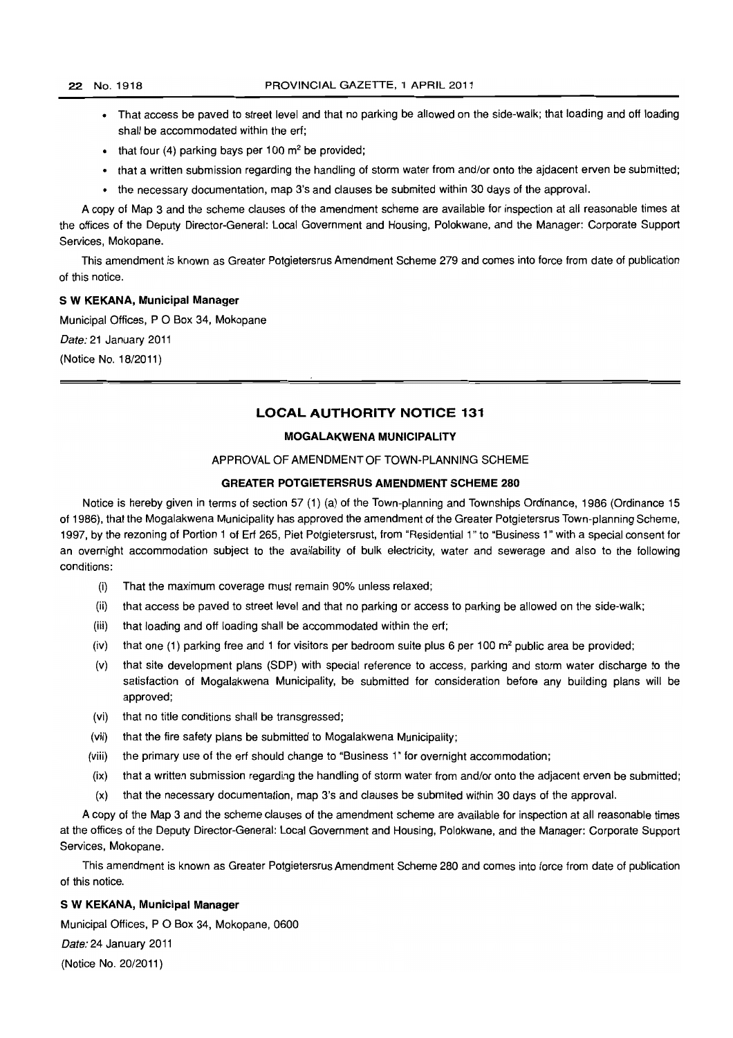- That access be paved to street level and that no parking be allowed on the side-walk; that loading and off loading shall be accommodated within the erf;
- that four (4) parking bays per 100 m² be provided;
- that a written submission regarding the handling of storm water from and/or onto the ajdacent erven be submitted;
- the necessary documentation, map 3's and clauses be submited within 30 days of the approval.

A copy of Map 3 and the scheme clauses of the amendment scheme are available for inspection at all reasonable times at the offices of the Deputy Director-General: Local Government and Housing, Polokwane, and the Manager: Corporate Support Services, Mokopane.

This amendment is known as Greater Potgietersrus Amendment Scheme 279 and comes into force from date of publication of this notice.

**S W KEKANA, Municipal Manager**

Municipal Offices, P O Box 34, Mokopane

*Date:* 21 January 2011

(Notice No. 18/2011)

---

## LOCAL AUTHORITY NOTICE 131

### MOGALAKWENA MUNICIPALITY

APPROVAL OF AMENDMENT OF TOWN-PLANNING SCHEME

### GREATER POTGIETERSRUS AMENDMENT SCHEME 280

Notice is hereby given in terms of section 57 (1) (a) of the Town-planning and Townships Ordinance, 1986 (Ordinance 15 of 1986), that the Mogalakwena Municipality has approved the amendment of the Greater Potgietersrus Town-planning Scheme, 1997, by the rezoning of Portion 1 of Erf 265, Piet Potgietersrust, from "Residential 1" to "Business 1" with a special consent for an overnight accommodation subject to the availability of bulk electricity, water and sewerage and also to the following conditions:

(i) That the maximum coverage must remain 90% unless relaxed;

(ii) that access be paved to street level and that no parking or access to parking be allowed on the side-walk;

(iii) that loading and off loading shall be accommodated within the erf;

(iv) that one (1) parking free and 1 for visitors per bedroom suite plus 6 per 100 m² public area be provided;

(v) that site development plans (SDP) with special reference to access, parking and storm water discharge to the satisfaction of Mogalakwena Municipality, be submitted for consideration before any building plans will be approved;

(vi) that no title conditions shall be transgressed;

(vii) that the fire safety plans be submitted to Mogalakwena Municipality;

(viii) the primary use of the erf should change to "Business 1" for overnight accommodation;

(ix) that a written submission regarding the handling of storm water from and/or onto the adjacent erven be submitted;

(x) that the necessary documentation, map 3's and clauses be submited within 30 days of the approval.

A copy of the Map 3 and the scheme clauses of the amendment scheme are available for inspection at all reasonable times at the offices of the Deputy Director-General: Local Government and Housing, Polokwane, and the Manager: Corporate Support Services, Mokopane.

This amendment is known as Greater Potgietersrus Amendment Scheme 280 and comes into force from date of publication of this notice.

**S W KEKANA, Municipal Manager**

Municipal Offices, P O Box 34, Mokopane, 0600

*Date:* 24 January 2011

(Notice No. 20/2011)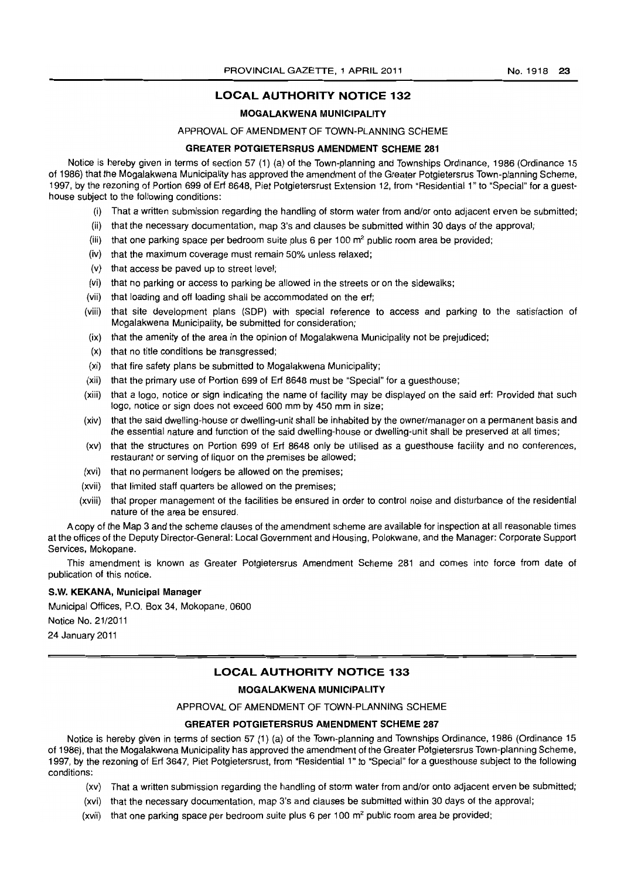## LOCAL AUTHORITY NOTICE 132

### MOGALAKWENA MUNICIPALITY

APPROVAL OF AMENDMENT OF TOWN-PLANNING SCHEME

### GREATER POTGIETERSRUS AMENDMENT SCHEME 281

Notice is hereby given in terms of section 57 (1) (a) of the Town-planning and Townships Ordinance, 1986 (Ordinance 15 of 1986) that the Mogalakwena Municipality has approved the amendment of the Greater Potgietersrus Town-planning Scheme, 1997, by the rezoning of Portion 699 of Erf 8648, Piet Potgietersrust Extension 12, from "Residential 1" to "Special" for a guest-house subject to the following conditions:

- (i) That a written submission regarding the handling of storm water from and/or onto adjacent erven be submitted;
- (ii) that the necessary documentation, map 3's and clauses be submitted within 30 days of the approval;
- (iii) that one parking space per bedroom suite plus 6 per 100 m² public room area be provided;
- (iv) that the maximum coverage must remain 50% unless relaxed;
- (v) that access be paved up to street level;
- (vi) that no parking or access to parking be allowed in the streets or on the sidewalks;
- (vii) that loading and off loading shall be accommodated on the erf;
- (viii) that site development plans (SDP) with special reference to access and parking to the satisfaction of Mogalakwena Municipality, be submitted for consideration;
- (ix) that the amenity of the area in the opinion of Mogalakwena Municipality not be prejudiced;
- (x) that no title conditions be transgressed;
- (xi) that fire safety plans be submitted to Mogalakwena Municipality;
- (xii) that the primary use of Portion 699 of Erf 8648 must be "Special" for a guesthouse;
- (xiii) that a logo, notice or sign indicating the name of facility may be displayed on the said erf: Provided that such logo, notice or sign does not exceed 600 mm by 450 mm in size;
- (xiv) that the said dwelling-house or dwelling-unit shall be inhabited by the owner/manager on a permanent basis and the essential nature and function of the said dwelling-house or dwelling-unit shall be preserved at all times;
- (xv) that the structures on Portion 699 of Erf 8648 only be utilised as a guesthouse facility and no conferences, restaurant or serving of liquor on the premises be allowed;
- (xvi) that no permanent lodgers be allowed on the premises;
- (xvii) that limited staff quarters be allowed on the premises;
- (xviii) that proper management of the facilities be ensured in order to control noise and disturbance of the residential nature of the area be ensured.

A copy of the Map 3 and the scheme clauses of the amendment scheme are available for inspection at all reasonable times at the offices of the Deputy Director-General: Local Government and Housing, Polokwane, and the Manager: Corporate Support Services, Mokopane.

This amendment is known as Greater Potgietersrus Amendment Scheme 281 and comes into force from date of publication of this notice.

**S.W. KEKANA, Municipal Manager**

Municipal Offices, P.O. Box 34, Mokopane, 0600

Notice No. 21/2011

24 January 2011

## LOCAL AUTHORITY NOTICE 133

### MOGALAKWENA MUNICIPALITY

APPROVAL OF AMENDMENT OF TOWN-PLANNING SCHEME

### GREATER POTGIETERSRUS AMENDMENT SCHEME 287

Notice is hereby given in terms of section 57 (1) (a) of the Town-planning and Townships Ordinance, 1986 (Ordinance 15 of 1986), that the Mogalakwena Municipality has approved the amendment of the Greater Potgietersrus Town-planning Scheme, 1997, by the rezoning of Erf 3647, Piet Potgietersrust, from "Residential 1" to "Special" for a guesthouse subject to the following conditions:

- (xv) That a written submission regarding the handling of storm water from and/or onto adjacent erven be submitted;
- (xvi) that the necessary documentation, map 3's and clauses be submitted within 30 days of the approval;
- (xvii) that one parking space per bedroom suite plus 6 per 100 m² public room area be provided;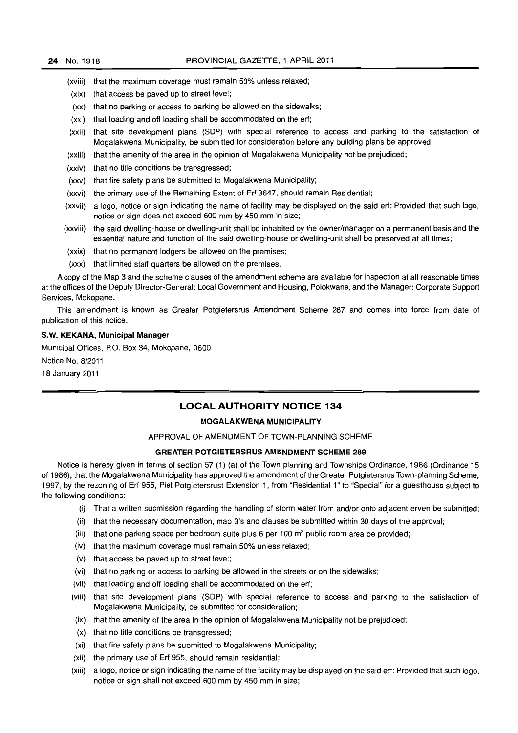(xviii) that the maximum coverage must remain 50% unless relaxed;

(xix) that access be paved up to street level;

(xx) that no parking or access to parking be allowed on the sidewalks;

(xxi) that loading and off loading shall be accommodated on the erf;

(xxii) that site development plans (SDP) with special reference to access and parking to the satisfaction of Mogalakwena Municipality, be submitted for consideration before any building plans be approved;

(xxiii) that the amenity of the area in the opinion of Mogalakwena Municipality not be prejudiced;

(xxiv) that no title conditions be transgressed;

(xxv) that fire safety plans be submitted to Mogalakwena Municipality;

(xxvi) the primary use of the Remaining Extent of Erf 3647, should remain Residential;

(xxvii) a logo, notice or sign indicating the name of facility may be displayed on the said erf: Provided that such logo, notice or sign does not exceed 600 mm by 450 mm in size;

(xxviii) the said dwelling-house or dwelling-unit shall be inhabited by the owner/manager on a permanent basis and the essential nature and function of the said dwelling-house or dwelling-unit shall be preserved at all times;

(xxix) that no permanent lodgers be allowed on the premises;

(xxx) that limited staff quarters be allowed on the premises.

A copy of the Map 3 and the scheme clauses of the amendment scheme are available for inspection at all reasonable times at the offices of the Deputy Director-General: Local Government and Housing, Polokwane, and the Manager: Corporate Support Services, Mokopane.

This amendment is known as Greater Potgietersrus Amendment Scheme 287 and comes into force from date of publication of this notice.

**S.W. KEKANA, Municipal Manager**

Municipal Offices, P.O. Box 34, Mokopane, 0600

Notice No. 8/2011

18 January 2011

---

## LOCAL AUTHORITY NOTICE 134

### MOGALAKWENA MUNICIPALITY

APPROVAL OF AMENDMENT OF TOWN-PLANNING SCHEME

### GREATER POTGIETERSRUS AMENDMENT SCHEME 289

Notice is hereby given in terms of section 57 (1) (a) of the Town-planning and Townships Ordinance, 1986 (Ordinance 15 of 1986), that the Mogalakwena Municipality has approved the amendment of the Greater Potgietersrus Town-planning Scheme, 1997, by the rezoning of Erf 955, Piet Potgietersrust Extension 1, from "Residential 1" to "Special" for a guesthouse subject to the following conditions:

(i) That a written submission regarding the handling of storm water from and/or onto adjacent erven be submitted;

(ii) that the necessary documentation, map 3's and clauses be submitted within 30 days of the approval;

(iii) that one parking space per bedroom suite plus 6 per 100 m² public room area be provided;

(iv) that the maximum coverage must remain 50% unless relaxed;

(v) that access be paved up to street level;

(vi) that no parking or access to parking be allowed in the streets or on the sidewalks;

(vii) that loading and off loading shall be accommodated on the erf;

(viii) that site development plans (SDP) with special reference to access and parking to the satisfaction of Mogalakwena Municipality, be submitted for consideration;

(ix) that the amenity of the area in the opinion of Mogalakwena Municipality not be prejudiced;

(x) that no title conditions be transgressed;

(xi) that fire safety plans be submitted to Mogalakwena Municipality;

(xii) the primary use of Erf 955, should remain residential;

(xiii) a logo, notice or sign indicating the name of the facility may be displayed on the said erf: Provided that such logo, notice or sign shall not exceed 600 mm by 450 mm in size;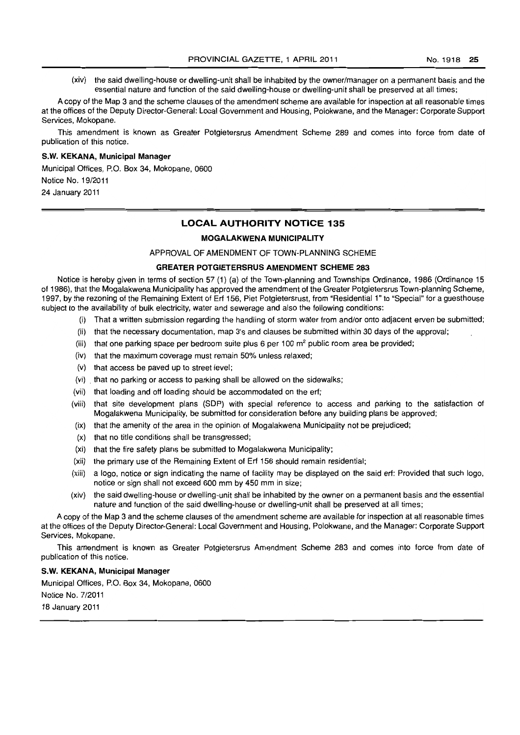(xiv) the said dwelling-house or dwelling-unit shall be inhabited by the owner/manager on a permanent basis and the essential nature and function of the said dwelling-house or dwelling-unit shall be preserved at all times;

A copy of the Map 3 and the scheme clauses of the amendment scheme are available for inspection at all reasonable times at the offices of the Deputy Director-General: Local Government and Housing, Polokwane, and the Manager: Corporate Support Services, Mokopane.

This amendment is known as Greater Potgietersrus Amendment Scheme 289 and comes into force from date of publication of this notice.

**S.W. KEKANA, Municipal Manager**

Municipal Offices, P.O. Box 34, Mokopane, 0600

Notice No. 19/2011

24 January 2011

---

## LOCAL AUTHORITY NOTICE 135

### MOGALAKWENA MUNICIPALITY

APPROVAL OF AMENDMENT OF TOWN-PLANNING SCHEME

### GREATER POTGIETERSRUS AMENDMENT SCHEME 283

Notice is hereby given in terms of section 57 (1) (a) of the Town-planning and Townships Ordinance, 1986 (Ordinance 15 of 1986), that the Mogalakwena Municipality has approved the amendment of the Greater Potgietersrus Town-planning Scheme, 1997, by the rezoning of the Remaining Extent of Erf 156, Piet Potgietersrust, from "Residential 1" to "Special" for a guesthouse subject to the availability of bulk electricity, water and sewerage and also the following conditions:

(i) That a written submission regarding the handling of storm water from and/or onto adjacent erven be submitted;

(ii) that the necessary documentation, map 3's and clauses be submitted within 30 days of the approval;

(iii) that one parking space per bedroom suite plus 6 per 100 $m^2$ public room area be provided;

(iv) that the maximum coverage must remain 50% unless relaxed;

(v) that access be paved up to street level;

(vi) that no parking or access to parking shall be allowed on the sidewalks;

(vii) that loading and off loading should be accommodated on the erf;

(viii) that site development plans (SDP) with special reference to access and parking to the satisfaction of Mogalakwena Municipality, be submitted for consideration before any building plans be approved;

(ix) that the amenity of the area in the opinion of Mogalakwena Municipality not be prejudiced;

(x) that no title conditions shall be transgressed;

(xi) that the fire safety plans be submitted to Mogalakwena Municipality;

(xii) the primary use of the Remaining Extent of Erf 156 should remain residential;

(xiii) a logo, notice or sign indicating the name of facility may be displayed on the said erf: Provided that such logo, notice or sign shall not exceed 600 mm by 450 mm in size;

(xiv) the said dwelling-house or dwelling-unit shall be inhabited by the owner on a permanent basis and the essential nature and function of the said dwelling-house or dwelling-unit shall be preserved at all times;

A copy of the Map 3 and the scheme clauses of the amendment scheme are available for inspection at all reasonable times at the offices of the Deputy Director-General: Local Government and Housing, Polokwane, and the Manager: Corporate Support Services, Mokopane.

This amendment is known as Greater Potgietersrus Amendment Scheme 283 and comes into force from date of publication of this notice.

**S.W. KEKANA, Municipal Manager**

Municipal Offices, P.O. Box 34, Mokopane, 0600

Notice No. 7/2011

18 January 2011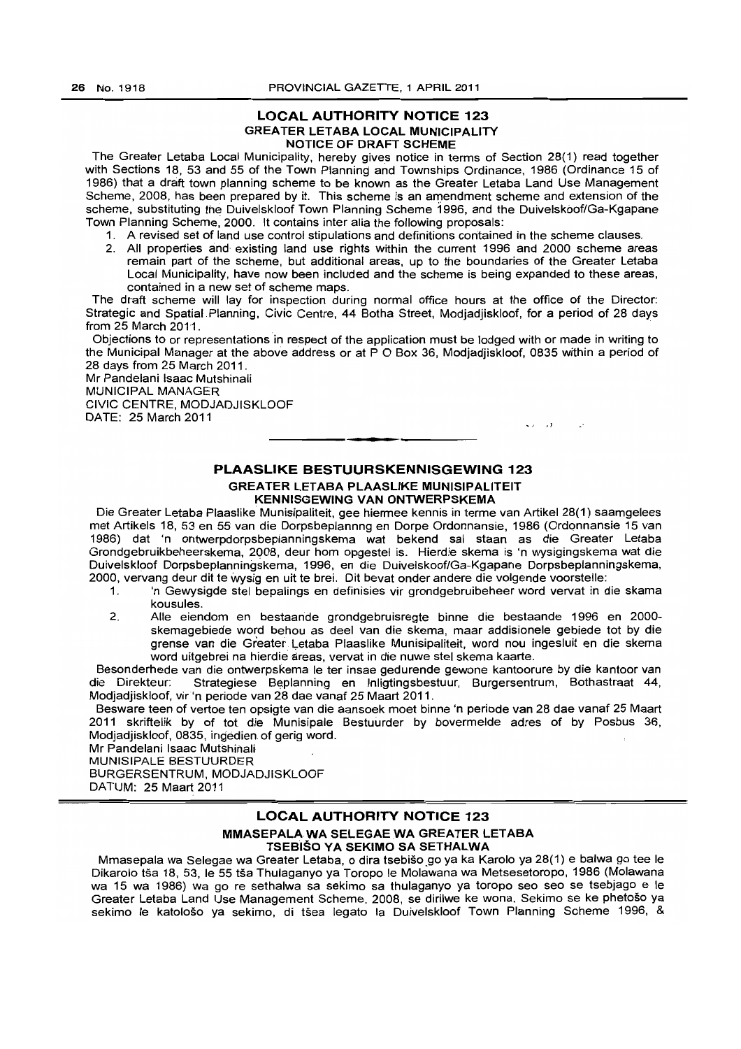## LOCAL AUTHORITY NOTICE 123

### GREATER LETABA LOCAL MUNICIPALITY

### NOTICE OF DRAFT SCHEME

The Greater Letaba Local Municipality, hereby gives notice in terms of Section 28(1) read together with Sections 18, 53 and 55 of the Town Planning and Townships Ordinance, 1986 (Ordinance 15 of 1986) that a draft town planning scheme to be known as the Greater Letaba Land Use Management Scheme, 2008, has been prepared by it. This scheme is an amendment scheme and extension of the scheme, substituting the Duivelskloof Town Planning Scheme 1996, and the Duivelskoof/Ga-Kgapane Town Planning Scheme, 2000. It contains inter alia the following proposals:

1. A revised set of land use control stipulations and definitions contained in the scheme clauses.
2. All properties and existing land use rights within the current 1996 and 2000 scheme areas remain part of the scheme, but additional areas, up to the boundaries of the Greater Letaba Local Municipality, have now been included and the scheme is being expanded to these areas, contained in a new set of scheme maps.

The draft scheme will lay for inspection during normal office hours at the office of the Director: Strategic and Spatial Planning, Civic Centre, 44 Botha Street, Modjadjiskloof, for a period of 28 days from 25 March 2011.

Objections to or representations in respect of the application must be lodged with or made in writing to the Municipal Manager at the above address or at P O Box 36, Modjadjiskloof, 0835 within a period of 28 days from 25 March 2011.

Mr Pandelani Isaac Mutshinali
MUNICIPAL MANAGER
CIVIC CENTRE, MODJADJISKLOOF
DATE: 25 March 2011

---

## PLAASLIKE BESTUURSKENNISGEWING 123

### GREATER LETABA PLAASLIKE MUNISIPALITEIT

### KENNISGEWING VAN ONTWERPSKEMA

Die Greater Letaba Plaaslike Munisipaliteit, gee hiermee kennis in terme van Artikel 28(1) saamgelees met Artikels 18, 53 en 55 van die Dorpsbeplannng en Dorpe Ordonnansie, 1986 (Ordonnansie 15 van 1986) dat 'n ontwerpdorpsbeplanningskema wat bekend sal staan as die Greater Letaba Grondgebruikbeheerskema, 2008, deur hom opgestel is. Hierdie skema is 'n wysigingskema wat die Duivelskloof Dorpsbeplanningskema, 1996, en die Duivelskoof/Ga-Kgapane Dorpsbeplanningskema, 2000, vervang deur dit te wysig en uit te brei. Dit bevat onder andere die volgende voorstelle:

1. 'n Gewysigde stel bepalings en definisies vir grondgebruibeheer word vervat in die skama kousules.
2. Alle eiendom en bestaande grondgebruisregte binne die bestaande 1996 en 2000-skemagebiede word behou as deel van die skema, maar addisionele gebiede tot by die grense van die Greater Letaba Plaaslike Munisipaliteit, word nou ingesluit en die skema word uitgebrei na hierdie areas, vervat in die nuwe stel skema kaarte.

Besonderhede van die ontwerpskema le ter insae gedurende gewone kantoorure by die kantoor van die Direkteur: Strategiese Beplanning en Inligtingsbestuur, Burgersentrum, Bothastraat 44, Modjadjiskloof, vir 'n periode van 28 dae vanaf 25 Maart 2011.

Besware teen of vertoe ten opsigte van die aansoek moet binne 'n periode van 28 dae vanaf 25 Maart 2011 skriftelik by of tot die Munisipale Bestuurder by bovermelde adres of by Posbus 36, Modjadjiskloof, 0835, ingedien of gerig word.

Mr Pandelani Isaac Mutshinali
MUNISIPALE BESTUURDER
BURGERSENTRUM, MODJADJISKLOOF
DATUM: 25 Maart 2011

---

## LOCAL AUTHORITY NOTICE 123

### MMASEPALA WA SELEGAE WA GREATER LETABA

### TSEBIŠO YA SEKIMO SA SETHALWA

Mmasepala wa Selegae wa Greater Letaba, o dira tsebišo go ya ka Karolo ya 28(1) e balwa go tee le Dikarolo tša 18, 53, le 55 tša Thulaganyo ya Toropo le Molawana wa Metsesetoropo, 1986 (Molawana wa 15 wa 1986) wa go re sethalwa sa sekimo sa thulaganyo ya toropo seo seo se tsebjago e le Greater Letaba Land Use Management Scheme, 2008, se dirilwe ke wona. Sekimo se ke phetošo ya sekimo le katološo ya sekimo, di tšea legato la Duivelskloof Town Planning Scheme 1996, &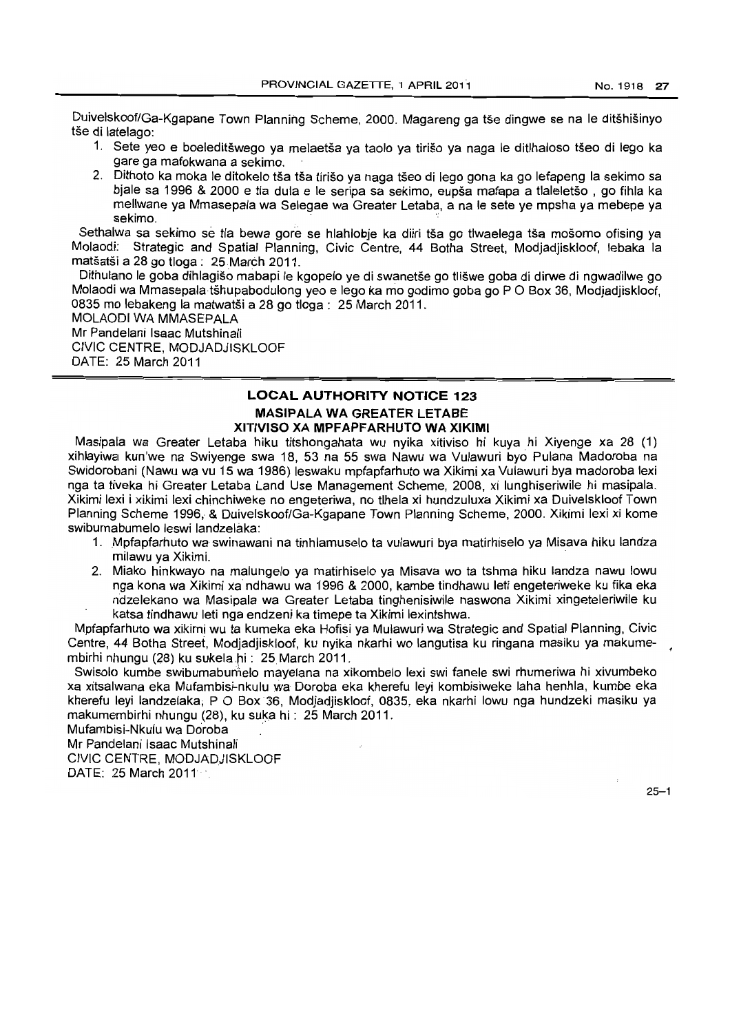Duivelskoof/Ga-Kgapane Town Planning Scheme, 2000. Magareng ga tše dingwe se na le ditšhišinyo tše di latelago:

1. Sete yeo e boeleditšwego ya melaetša ya taolo ya tirišo ya naga le ditlhaloso tšeo di lego ka gare ga mafokwana a sekimo.
2. Dithoto ka moka le ditokelo tša tša tirišo ya naga tšeo di lego gona ka go lefapeng la sekimo sa bjale sa 1996 & 2000 e tla dula e le seripa sa sekimo, eupša mafapa a tlaleletšo , go fihla ka mellwane ya Mmasepala wa Selegae wa Greater Letaba, a na le sete ye mpsha ya mebepe ya sekimo.

Sethalwa sa sekimo se tla bewa gore se hlahlobje ka diiri tša go tlwaelega tša mošomo ofising ya Molaodi: Strategic and Spatial Planning, Civic Centre, 44 Botha Street, Modjadjiskloof, lebaka la matšatši a 28 go tloga : 25 March 2011.

Dithulano le goba dihlagišo mabapi le kgopelo ye di swanetše go tlišwe goba di dirwe di ngwadilwe go Molaodi wa Mmasepala tšhupabodulong yeo e lego ka mo godimo goba go P O Box 36, Modjadjiskloof, 0835 mo lebakeng la matwatši a 28 go tloga : 25 March 2011.

MOLAODI WA MMASEPALA
Mr Pandelani Isaac Mutshinali
CIVIC CENTRE, MODJADJISKLOOF
DATE: 25 March 2011

---

## LOCAL AUTHORITY NOTICE 123

### MASIPALA WA GREATER LETABE

### XITIVISO XA MPFAPFARHUTO WA XIKIMI

Masipala wa Greater Letaba hiku titshongahata wu nyika xitiviso hi kuya hi Xiyenge xa 28 (1) xihlayiwa kun'we na Swiyenge swa 18, 53 na 55 swa Nawu wa Vulawuri byo Pulana Madoroba na Swidorobani (Nawu wa vu 15 wa 1986) leswaku mpfapfarhuto wa Xikimi xa Vulawuri bya madoroba lexi nga ta tiveka hi Greater Letaba Land Use Management Scheme, 2008, xi lunghiseriwile hi masipala. Xikimi lexi i xikimi lexi chinchiweke no engeteriwa, no tlhela xi hundzuluxa Xikimi xa Duivelskloof Town Planning Scheme 1996, & Duivelskoof/Ga-Kgapane Town Planning Scheme, 2000. Xikimi lexi xi kome swibumabumelo leswi landzelaka:

1. Mpfapfarhuto wa swinawani na tinhlamuselo ta vulawuri bya matirhiselo ya Misava hiku landza milawu ya Xikimi.
2. Miako hinkwayo na malungelo ya matirhiselo ya Misava wo ta tshma hiku landza nawu lowu nga kona wa Xikimi xa ndhawu wa 1996 & 2000, kambe tindhawu leti engeteriweke ku fika eka ndzelekano wa Masipala wa Greater Letaba tinghenisiwile naswona Xikimi xingeteleriwile ku katsa tindhawu leti nga endzeni ka timepe ta Xikimi lexintshwa.

Mpfapfarhuto wa xikimi wu ta kumeka eka Hofisi ya Mulawuri wa Strategic and Spatial Planning, Civic Centre, 44 Botha Street, Modjadjiskloof, ku nyika nkarhi wo langutisa ku ringana masiku ya makumembirhi nhungu (28) ku sukela hi : 25 March 2011.

Swisolo kumbe swibumabumelo mayelana na xikombelo lexi swi fanele swi rhumeriwa hi xivumbeko xa xitsalwana eka Mufambisi-nkulu wa Doroba eka kherefu leyi kombisiweke laha henhla, kumbe eka kherefu leyi landzelaka, P O Box 36, Modjadjiskloof, 0835, eka nkarhi lowu nga hundzeki masiku ya makumembirhi nhungu (28), ku suka hi : 25 March 2011.

Mufambisi-Nkulu wa Doroba
Mr Pandelani Isaac Mutshinali
CIVIC CENTRE, MODJADJISKLOOF
DATE: 25 March 2011

25–1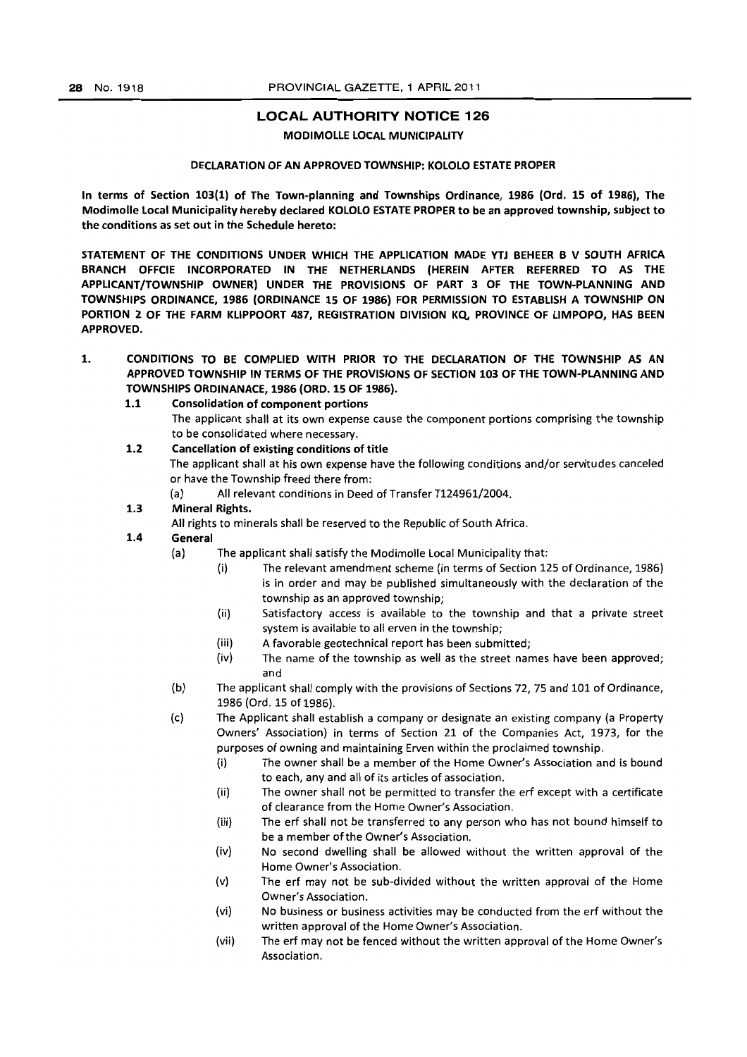## LOCAL AUTHORITY NOTICE 126

**MODIMOLLE LOCAL MUNICIPALITY**

**DECLARATION OF AN APPROVED TOWNSHIP: KOLOLO ESTATE PROPER**

**In terms of Section 103(1) of The Town-planning and Townships Ordinance, 1986 (Ord. 15 of 1986), The Modimolle Local Municipality hereby declared KOLOLO ESTATE PROPER to be an approved township, subject to the conditions as set out in the Schedule hereto:**

**STATEMENT OF THE CONDITIONS UNDER WHICH THE APPLICATION MADE YTJ BEHEER B V SOUTH AFRICA BRANCH OFFCIE INCORPORATED IN THE NETHERLANDS (HEREIN AFTER REFERRED TO AS THE APPLICANT/TOWNSHIP OWNER) UNDER THE PROVISIONS OF PART 3 OF THE TOWN-PLANNING AND TOWNSHIPS ORDINANCE, 1986 (ORDINANCE 15 OF 1986) FOR PERMISSION TO ESTABLISH A TOWNSHIP ON PORTION 2 OF THE FARM KLIPPOORT 487, REGISTRATION DIVISION KQ, PROVINCE OF LIMPOPO, HAS BEEN APPROVED.**

1. **CONDITIONS TO BE COMPLIED WITH PRIOR TO THE DECLARATION OF THE TOWNSHIP AS AN APPROVED TOWNSHIP IN TERMS OF THE PROVISIONS OF SECTION 103 OF THE TOWN-PLANNING AND TOWNSHIPS ORDINANACE, 1986 (ORD. 15 OF 1986).**

   1.1 **Consolidation of component portions**

   The applicant shall at its own expense cause the component portions comprising the township to be consolidated where necessary.

   1.2 **Cancellation of existing conditions of title**

   The applicant shall at his own expense have the following conditions and/or servitudes canceled or have the Township freed there from:

   (a) All relevant conditions in Deed of Transfer T124961/2004.

   1.3 **Mineral Rights.**

   All rights to minerals shall be reserved to the Republic of South Africa.

   1.4 **General**

   (a) The applicant shall satisfy the Modimolle Local Municipality that:

   (i) The relevant amendment scheme (in terms of Section 125 of Ordinance, 1986) is in order and may be published simultaneously with the declaration of the township as an approved township;

   (ii) Satisfactory access is available to the township and that a private street system is available to all erven in the township;

   (iii) A favorable geotechnical report has been submitted;

   (iv) The name of the township as well as the street names have been approved; and

   (b) The applicant shall comply with the provisions of Sections 72, 75 and 101 of Ordinance, 1986 (Ord. 15 of 1986).

   (c) The Applicant shall establish a company or designate an existing company (a Property Owners' Association) in terms of Section 21 of the Companies Act, 1973, for the purposes of owning and maintaining Erven within the proclaimed township.

   (i) The owner shall be a member of the Home Owner's Association and is bound to each, any and all of its articles of association.

   (ii) The owner shall not be permitted to transfer the erf except with a certificate of clearance from the Home Owner's Association.

   (iii) The erf shall not be transferred to any person who has not bound himself to be a member of the Owner's Association.

   (iv) No second dwelling shall be allowed without the written approval of the Home Owner's Association.

   (v) The erf may not be sub-divided without the written approval of the Home Owner's Association.

   (vi) No business or business activities may be conducted from the erf without the written approval of the Home Owner's Association.

   (vii) The erf may not be fenced without the written approval of the Home Owner's Association.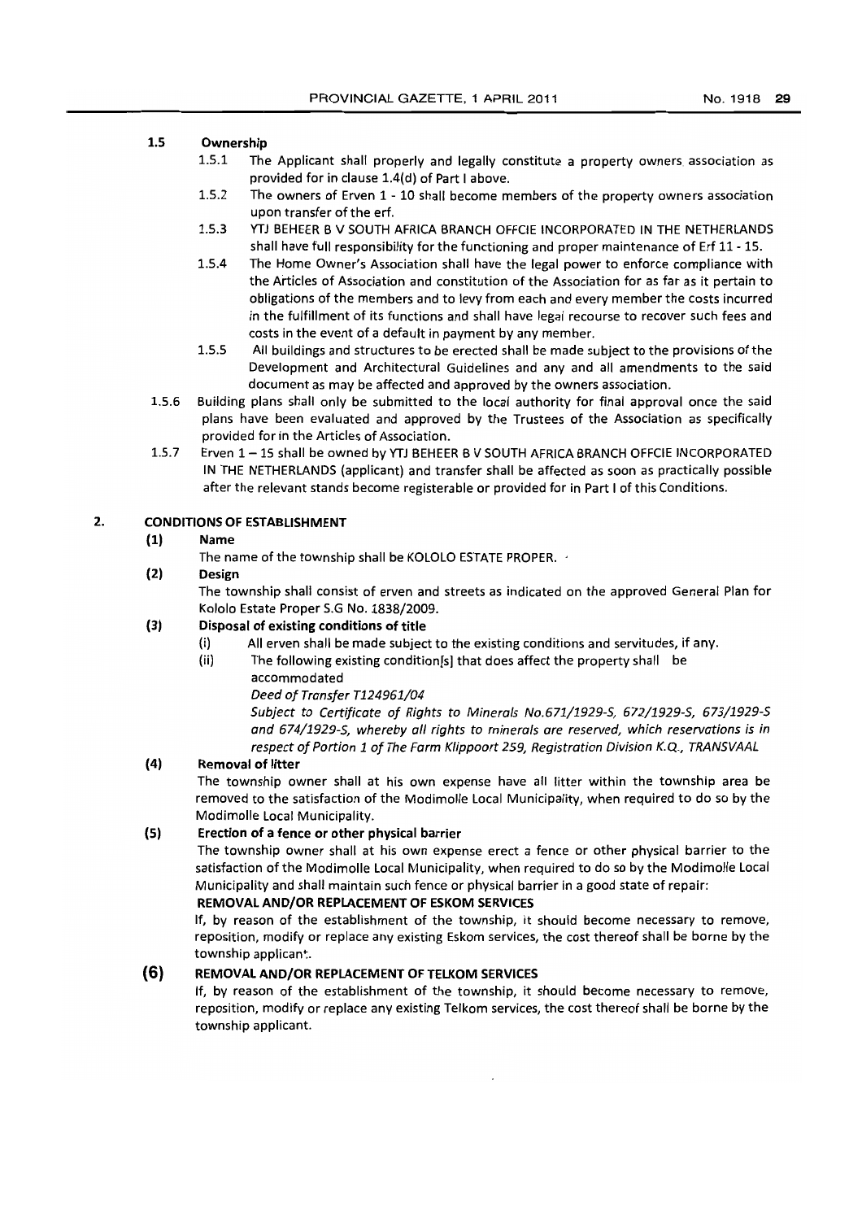**1.5 Ownership**

1.5.1 The Applicant shall properly and legally constitute a property owners association as provided for in clause 1.4(d) of Part I above.

1.5.2 The owners of Erven 1 - 10 shall become members of the property owners association upon transfer of the erf.

1.5.3 YTJ BEHEER B V SOUTH AFRICA BRANCH OFFCIE INCORPORATED IN THE NETHERLANDS shall have full responsibility for the functioning and proper maintenance of Erf 11 - 15.

1.5.4 The Home Owner's Association shall have the legal power to enforce compliance with the Articles of Association and constitution of the Association for as far as it pertain to obligations of the members and to levy from each and every member the costs incurred in the fulfillment of its functions and shall have legal recourse to recover such fees and costs in the event of a default in payment by any member.

1.5.5 All buildings and structures to be erected shall be made subject to the provisions of the Development and Architectural Guidelines and any and all amendments to the said document as may be affected and approved by the owners association.

1.5.6 Building plans shall only be submitted to the local authority for final approval once the said plans have been evaluated and approved by the Trustees of the Association as specifically provided for in the Articles of Association.

1.5.7 Erven 1 – 15 shall be owned by YTJ BEHEER B V SOUTH AFRICA BRANCH OFFCIE INCORPORATED IN THE NETHERLANDS (applicant) and transfer shall be affected as soon as practically possible after the relevant stands become registerable or provided for in Part I of this Conditions.

**2. CONDITIONS OF ESTABLISHMENT**

**(1) Name**

The name of the township shall be KOLOLO ESTATE PROPER.

**(2) Design**

The township shall consist of erven and streets as indicated on the approved General Plan for Kololo Estate Proper S.G No. 1838/2009.

**(3) Disposal of existing conditions of title**

(i) All erven shall be made subject to the existing conditions and servitudes, if any.

(ii) The following existing condition[s] that does affect the property shall be accommodated

*Deed of Transfer T124961/04*

*Subject to Certificate of Rights to Minerals No.671/1929-S, 672/1929-S, 673/1929-S and 674/1929-S, whereby all rights to minerals are reserved, which reservations is in respect of Portion 1 of The Farm Klippoort 259, Registration Division K.Q., TRANSVAAL*

**(4) Removal of litter**

The township owner shall at his own expense have all litter within the township area be removed to the satisfaction of the Modimolle Local Municipality, when required to do so by the Modimolle Local Municipality.

**(5) Erection of a fence or other physical barrier**

The township owner shall at his own expense erect a fence or other physical barrier to the satisfaction of the Modimolle Local Municipality, when required to do so by the Modimolle Local Municipality and shall maintain such fence or physical barrier in a good state of repair:

**REMOVAL AND/OR REPLACEMENT OF ESKOM SERVICES**

If, by reason of the establishment of the township, it should become necessary to remove, reposition, modify or replace any existing Eskom services, the cost thereof shall be borne by the township applicant.

**(6) REMOVAL AND/OR REPLACEMENT OF TELKOM SERVICES**

If, by reason of the establishment of the township, it should become necessary to remove, reposition, modify or replace any existing Telkom services, the cost thereof shall be borne by the township applicant.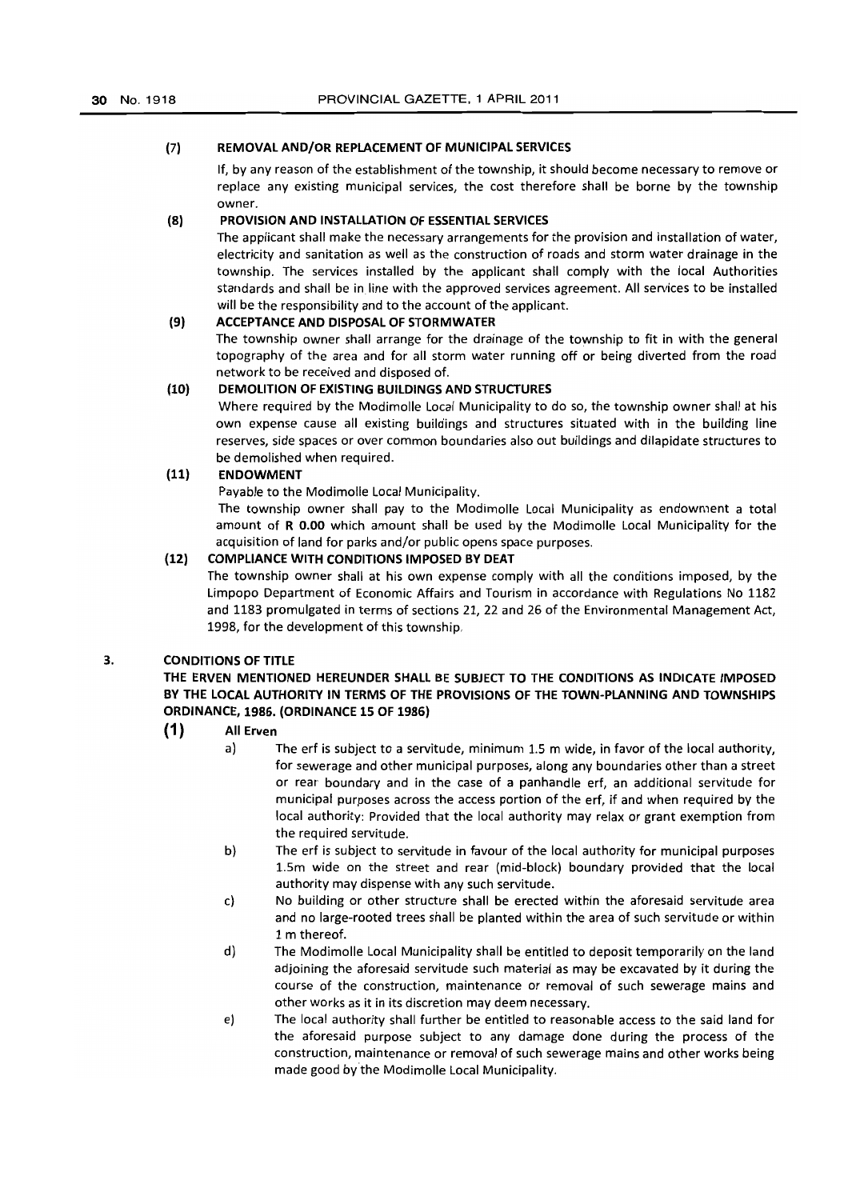**(7) REMOVAL AND/OR REPLACEMENT OF MUNICIPAL SERVICES**

If, by any reason of the establishment of the township, it should become necessary to remove or replace any existing municipal services, the cost therefore shall be borne by the township owner.

**(8) PROVISION AND INSTALLATION OF ESSENTIAL SERVICES**

The applicant shall make the necessary arrangements for the provision and installation of water, electricity and sanitation as well as the construction of roads and storm water drainage in the township. The services installed by the applicant shall comply with the local Authorities standards and shall be in line with the approved services agreement. All services to be installed will be the responsibility and to the account of the applicant.

**(9) ACCEPTANCE AND DISPOSAL OF STORMWATER**

The township owner shall arrange for the drainage of the township to fit in with the general topography of the area and for all storm water running off or being diverted from the road network to be received and disposed of.

**(10) DEMOLITION OF EXISTING BUILDINGS AND STRUCTURES**

Where required by the Modimolle Local Municipality to do so, the township owner shall at his own expense cause all existing buildings and structures situated with in the building line reserves, side spaces or over common boundaries also out buildings and dilapidate structures to be demolished when required.

**(11) ENDOWMENT**

Payable to the Modimolle Local Municipality.

The township owner shall pay to the Modimolle Local Municipality as endowment a total amount of **R 0.00** which amount shall be used by the Modimolle Local Municipality for the acquisition of land for parks and/or public opens space purposes.

**(12) COMPLIANCE WITH CONDITIONS IMPOSED BY DEAT**

The township owner shall at his own expense comply with all the conditions imposed, by the Limpopo Department of Economic Affairs and Tourism in accordance with Regulations No 1182 and 1183 promulgated in terms of sections 21, 22 and 26 of the Environmental Management Act, 1998, for the development of this township.

**3. CONDITIONS OF TITLE**

**THE ERVEN MENTIONED HEREUNDER SHALL BE SUBJECT TO THE CONDITIONS AS INDICATE IMPOSED BY THE LOCAL AUTHORITY IN TERMS OF THE PROVISIONS OF THE TOWN-PLANNING AND TOWNSHIPS ORDINANCE, 1986. (ORDINANCE 15 OF 1986)**

**(1) All Erven**

a) The erf is subject to a servitude, minimum 1.5 m wide, in favor of the local authority, for sewerage and other municipal purposes, along any boundaries other than a street or rear boundary and in the case of a panhandle erf, an additional servitude for municipal purposes across the access portion of the erf, if and when required by the local authority: Provided that the local authority may relax or grant exemption from the required servitude.

b) The erf is subject to servitude in favour of the local authority for municipal purposes 1.5m wide on the street and rear (mid-block) boundary provided that the local authority may dispense with any such servitude.

c) No building or other structure shall be erected within the aforesaid servitude area and no large-rooted trees shall be planted within the area of such servitude or within 1 m thereof.

d) The Modimolle Local Municipality shall be entitled to deposit temporarily on the land adjoining the aforesaid servitude such material as may be excavated by it during the course of the construction, maintenance or removal of such sewerage mains and other works as it in its discretion may deem necessary.

e) The local authority shall further be entitled to reasonable access to the said land for the aforesaid purpose subject to any damage done during the process of the construction, maintenance or removal of such sewerage mains and other works being made good by the Modimolle Local Municipality.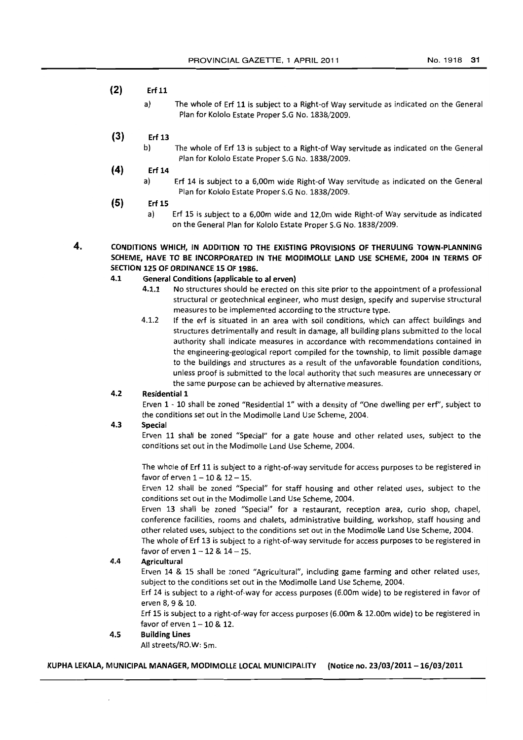**(2)** **Erf 11**

a) The whole of Erf 11 is subject to a Right-of Way servitude as indicated on the General Plan for Kololo Estate Proper S.G No. 1838/2009.

**(3)** **Erf 13**

b) The whole of Erf 13 is subject to a Right-of Way servitude as indicated on the General Plan for Kololo Estate Proper S.G No. 1838/2009.

**(4)** **Erf 14**

a) Erf 14 is subject to a 6,00m wide Right-of Way servitude as indicated on the General Plan for Kololo Estate Proper S.G No. 1838/2009.

**(5)** **Erf 15**

a) Erf 15 is subject to a 6,00m wide and 12,0m wide Right-of Way servitude as indicated on the General Plan for Kololo Estate Proper S.G No. 1838/2009.

**4. CONDITIONS WHICH, IN ADDITION TO THE EXISTING PROVISIONS OF THERULING TOWN-PLANNING SCHEME, HAVE TO BE INCORPORATED IN THE MODIMOLLE LAND USE SCHEME, 2004 IN TERMS OF SECTION 125 OF ORDINANCE 15 OF 1986.**

**4.1 General Conditions (applicable to al erven)**

4.1.1 No structures should be erected on this site prior to the appointment of a professional structural or geotechnical engineer, who must design, specify and supervise structural measures to be implemented according to the structure type.

4.1.2 If the erf is situated in an area with soil conditions, which can affect buildings and structures detrimentally and result in damage, all building plans submitted to the local authority shall indicate measures in accordance with recommendations contained in the engineering-geological report compiled for the township, to limit possible damage to the buildings and structures as a result of the unfavorable foundation conditions, unless proof is submitted to the local authority that such measures are unnecessary or the same purpose can be achieved by alternative measures.

**4.2 Residential 1**

Erven 1 - 10 shall be zoned "Residential 1" with a density of "One dwelling per erf", subject to the conditions set out in the Modimolle Land Use Scheme, 2004.

**4.3 Special**

Erven 11 shall be zoned "Special" for a gate house and other related uses, subject to the conditions set out in the Modimolle Land Use Scheme, 2004.

The whole of Erf 11 is subject to a right-of-way servitude for access purposes to be registered in favor of erven 1 – 10 & 12 – 15.

Erven 12 shall be zoned "Special" for staff housing and other related uses, subject to the conditions set out in the Modimolle Land Use Scheme, 2004.

Erven 13 shall be zoned "Special" for a restaurant, reception area, curio shop, chapel, conference facilities, rooms and chalets, administrative building, workshop, staff housing and other related uses, subject to the conditions set out in the Modimolle Land Use Scheme, 2004.

The whole of Erf 13 is subject to a right-of-way servitude for access purposes to be registered in favor of erven 1 – 12 & 14 – 15.

**4.4 Agricultural**

Erven 14 & 15 shall be zoned "Agricultural", including game farming and other related uses, subject to the conditions set out in the Modimolle Land Use Scheme, 2004.

Erf 14 is subject to a right-of-way for access purposes (6.00m wide) to be registered in favor of erven 8, 9 & 10.

Erf 15 is subject to a right-of-way for access purposes (6.00m & 12.00m wide) to be registered in favor of erven 1 – 10 & 12.

**4.5 Building Lines**

All streets/RO.W: 5m.

**KUPHA LEKALA, MUNICIPAL MANAGER, MODIMOLLE LOCAL MUNICIPALITY (Notice no. 23/03/2011 – 16/03/2011**